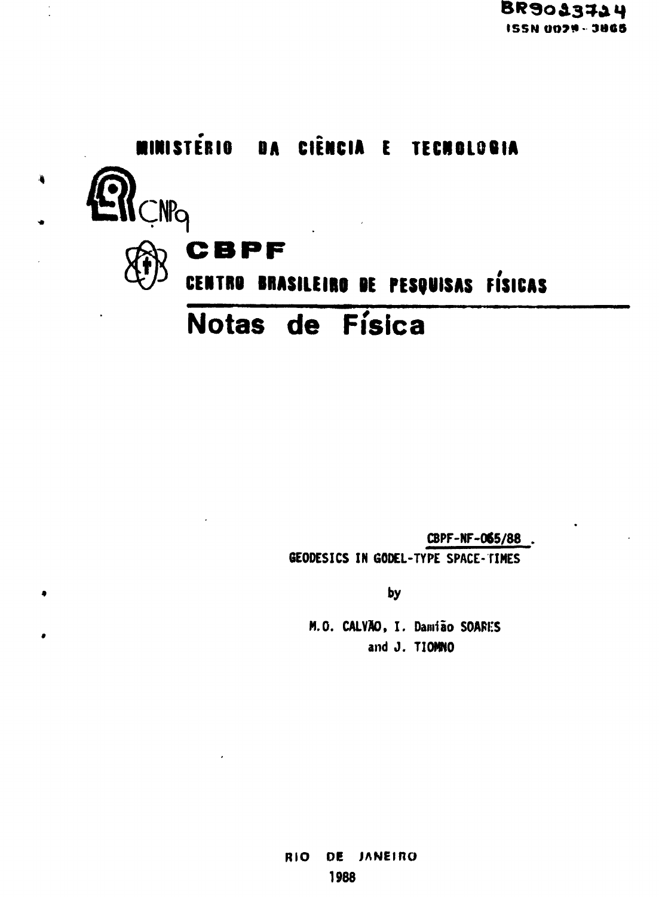BR9023724
ISSN 0029-3865

**MINISTÉRIO DA CIÊNCIA E TECNOLOGIA**

CNPq

# CBPF

**CENTRO BRASILEIRO DE PESQUISAS FÍSICAS**

# Notas de Física

CBPF-NF-065/88

GEODESICS IN GODEL-TYPE SPACE-TIMES

by

M.O. CALVÃO, I. Damião SOARES and J. TIOMNO

RIO DE JANEIRO

1988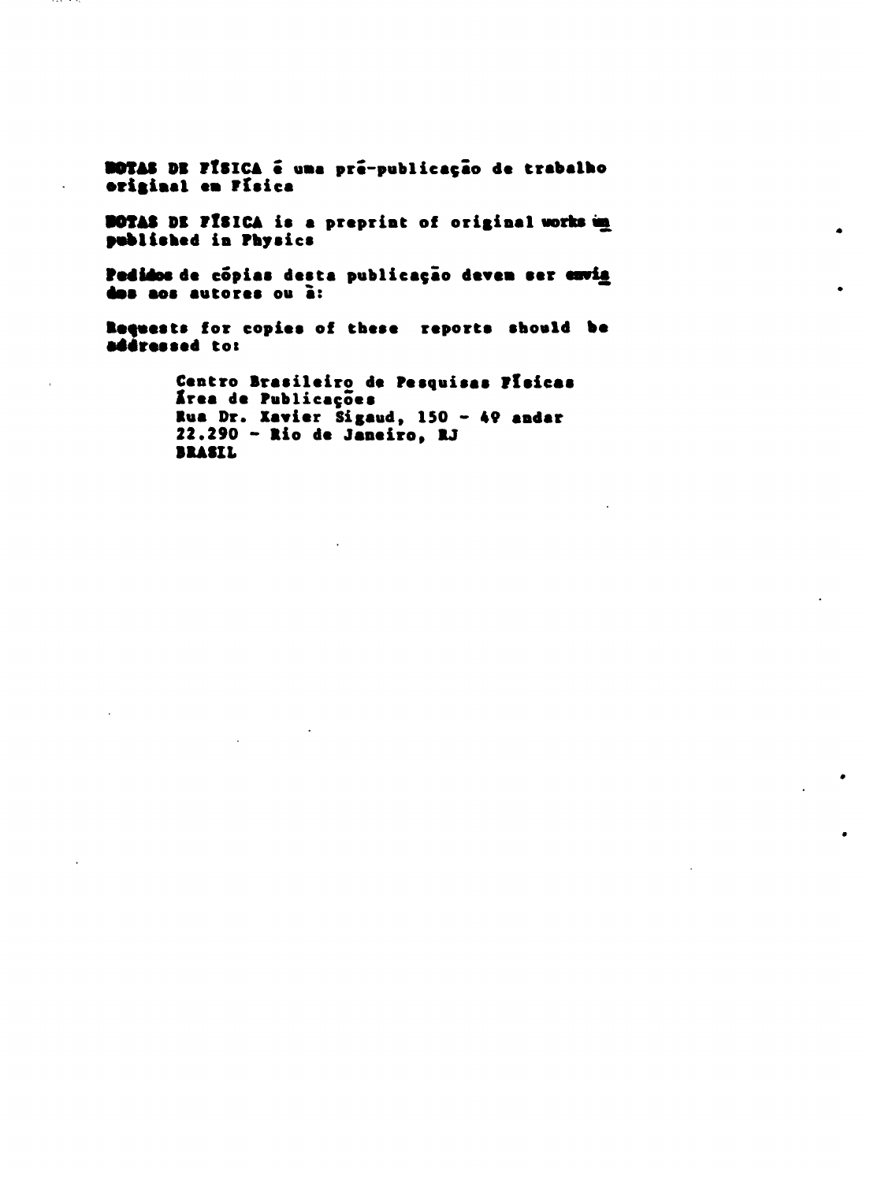NOTAS DE FÍSICA é uma pré-publicação de trabalho original em Física

NOTAS DE FÍSICA is a preprint of original works un published in Physics

Pedidos de cópias desta publicação devem ser envia dos aos autores ou à:

Requests for copies of these reports should be addressed to:

Centro Brasileiro de Pesquisas Físicas
Área de Publicações
Rua Dr. Xavier Sigaud, 150 - 4º andar
22.290 - Rio de Janeiro, RJ
BRASIL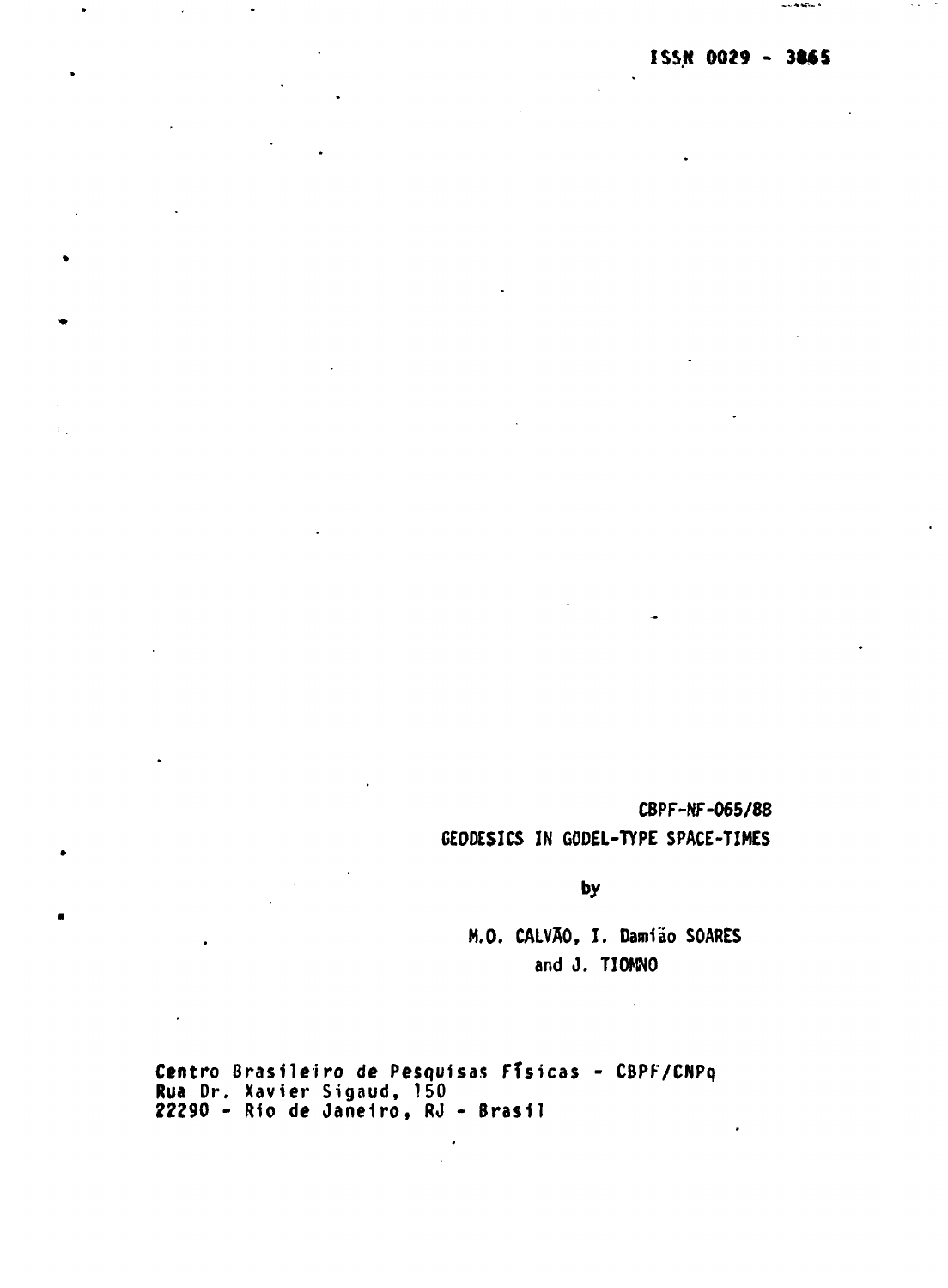ISSN 0029 - 3865

CBPF-NF-065/88

GEODESICS IN GODEL-TYPE SPACE-TIMES

by

M.O. CALVÃO, I. Damião SOARES and J. TIOMNO

Centro Brasileiro de Pesquisas Físicas - CBPF/CNPq
Rua Dr. Xavier Sigaud, 150
22290 - Rio de Janeiro, RJ - Brasil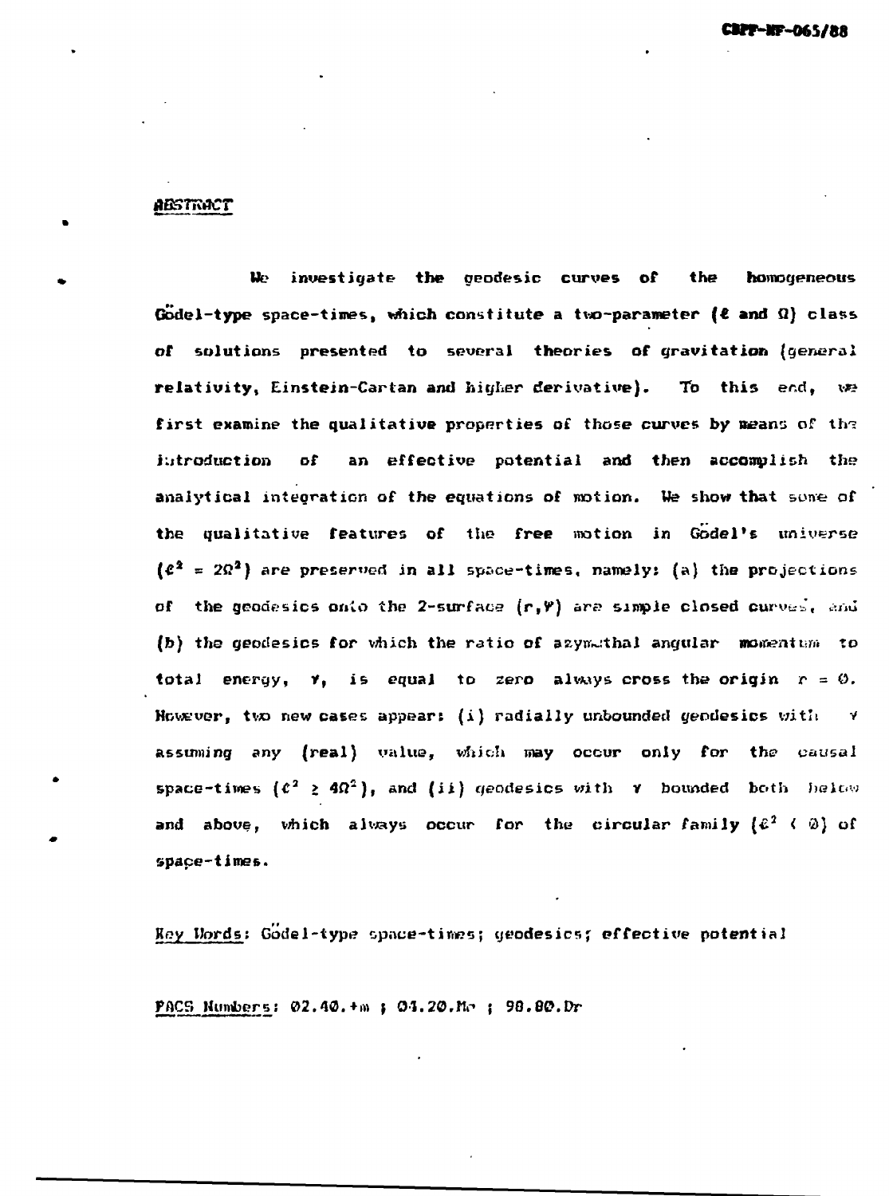## ABSTRACT

We investigate the geodesic curves of the homogeneous Gödel-type space-times, which constitute a two-parameter ($\ell$ and $\Omega$) class of solutions presented to several theories of gravitation (general relativity, Einstein-Cartan and higher derivative). To this end, we first examine the qualitative properties of those curves by means of the introduction of an effective potential and then accomplish the analytical integration of the equations of motion. We show that some of the qualitative features of the free motion in Gödel's universe ($\ell^2 = 2\Omega^2$) are preserved in all space-times, namely: (a) the projections of the geodesics onto the 2-surface $(r,\psi)$ are simple closed curves, and (b) the geodesics for which the ratio of azymuthal angular momentum to total energy, $\gamma$, is equal to zero always cross the origin $r = 0$. However, two new cases appear: (i) radially unbounded geodesics with $\gamma$ assuming any (real) value, which may occur only for the causal space-times ($\ell^2 \geq 4\Omega^2$), and (ii) geodesics with $\gamma$ bounded both below and above, which always occur for the circular family ($\ell^2 < 0$) of space-times.

Key Words: Gödel-type space-times; geodesics; effective potential

PACS Numbers: 02.40.+m ; 04.20.Me ; 98.80.Dr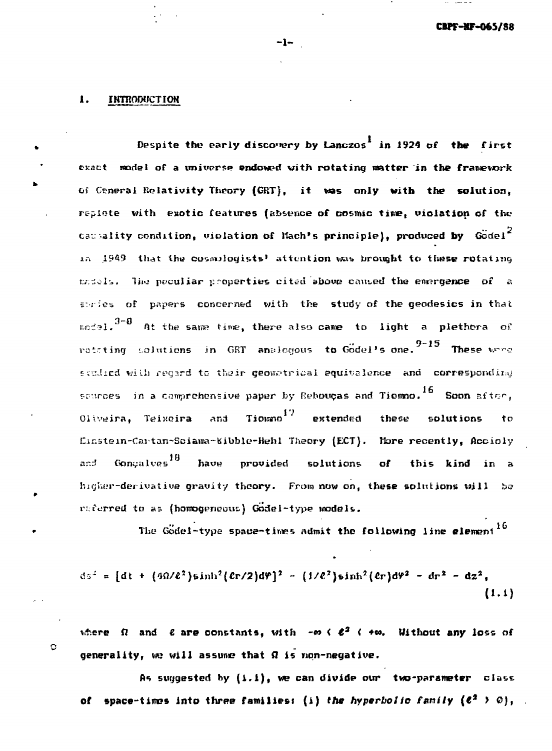## 1. INTRODUCTION

Despite the early discovery by Lanczos[1] in 1924 of the first exact model of a universe endowed with rotating matter in the framework of General Relativity Theory (GRT), it was only with the solution, replete with exotic features (absence of cosmic time, violation of the causality condition, violation of Mach's principle), produced by Gödel[2] in 1949 that the cosmologists' attention was brought to these rotating models. The peculiar properties cited above caused the emergence of a series of papers concerned with the study of the geodesics in that model.[3-8] At the same time, there also came to light a plethora of rotating solutions in GRT analogous to Gödel's one.[9-15] These were studied with regard to their geometrical equivalence and corresponding sources in a comprehensive paper by Rebouças and Tiomno.[16] Soon after, Oliveira, Teixeira and Tiomno[17] extended these solutions to Einstein-Cartan-Sciama-Kibble-Hehl Theory (ECT). More recently, Accioly and Gonçalves[18] have provided solutions of this kind in a higher-derivative gravity theory. From now on, these solutions will be referred to as (homogeneous) Gödel-type models.

The Gödel-type space-times admit the following line element[16]

$$ds^2 = [dt + (4\Omega/\ell^2)\sinh^2(\ell r/2)d\varphi]^2 - (1/\ell^2)\sinh^2(\ell r)d\varphi^2 - dr^2 - dz^2, \tag{1.1}$$

where $\Omega$ and $\ell$ are constants, with $-\infty < \ell^2 < +\infty$. Without any loss of generality, we will assume that $\Omega$ is non-negative.

As suggested by (1.1), we can divide our two-parameter class of space-times into three families: (i) *the hyperbolic family* ($\ell^2 > 0$),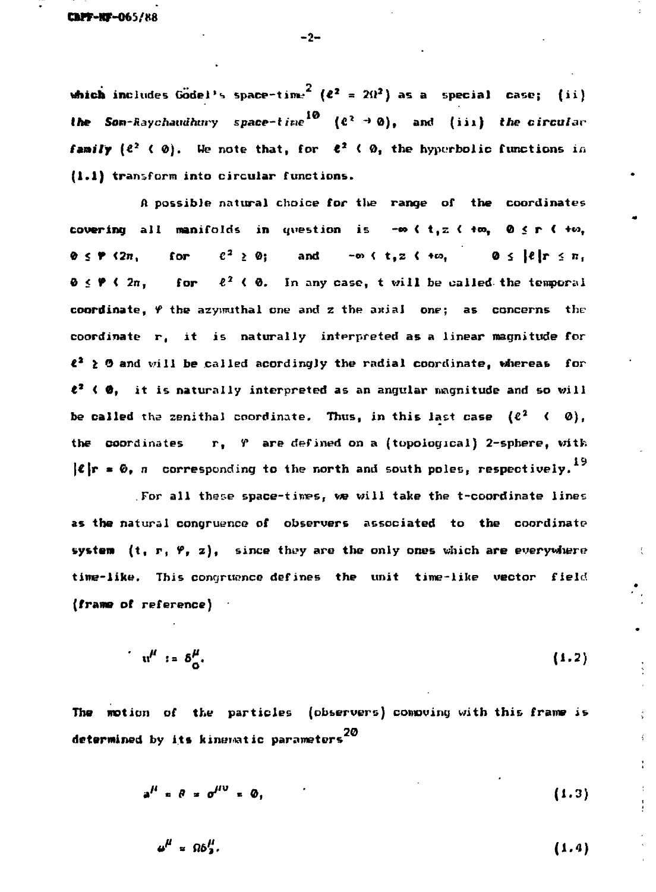which includes Gödel's space-time[2] ($\ell^2 = 2\Omega^2$) as a special case; (ii) *the Som-Raychaudhury space-time*[10] ($\ell^2 \to 0$), and (iii) *the circular family* ($\ell^2 < 0$). We note that, for $\ell^2 < 0$, the hyperbolic functions in (1.1) transform into circular functions.

A possible natural choice for the range of the coordinates covering all manifolds in question is $-\infty < t, z < +\infty$, $0 \le r < +\infty$, $0 \le \varphi < 2\pi$, for $\ell^2 \ge 0$; and $-\infty < t, z < +\infty$, $0 \le |\ell| r \le \pi$, $0 \le \varphi < 2\pi$, for $\ell^2 < 0$. In any case, t will be called the temporal coordinate, $\varphi$ the azymuthal one and z the axial one; as concerns the coordinate r, it is naturally interpreted as a linear magnitude for $\ell^2 \ge 0$ and will be called acordingly the radial coordinate, whereas for $\ell^2 < 0$, it is naturally interpreted as an angular magnitude and so will be called the zenithal coordinate. Thus, in this last case ($\ell^2 < 0$), the coordinates r, $\varphi$ are defined on a (topological) 2-sphere, with $|\ell| r = 0, \pi$ corresponding to the north and south poles, respectively.[19]

For all these space-times, we will take the t-coordinate lines as the natural congruence of observers associated to the coordinate system $(t, r, \varphi, z)$, since they are the only ones which are everywhere time-like. This congruence defines the unit time-like vector field (*frame of reference*)

$$u^\mu := \delta^\mu_0. \tag{1.2}$$

The motion of the particles (observers) comoving with this frame is determined by its kinematic parameters[20]

$$a^\mu = \theta = \sigma^{\mu\nu} = 0, \tag{1.3}$$

$$\omega^\mu = \Omega \delta^\mu_3. \tag{1.4}$$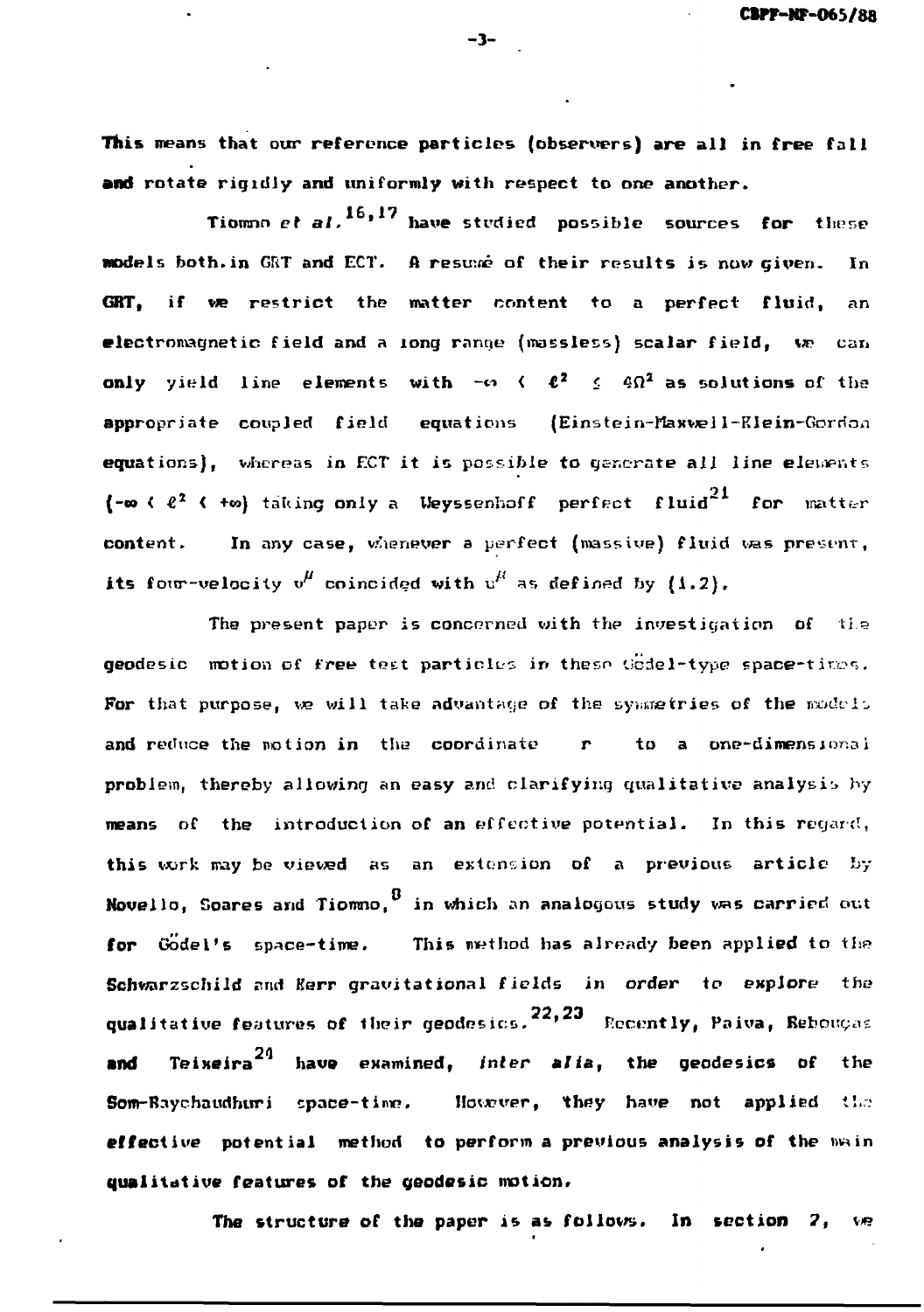This means that our reference particles (observers) are all in free fall and rotate rigidly and uniformly with respect to one another.

Tiomno *et al.*[16,17] have studied possible sources for these models both in GRT and ECT. A resumé of their results is now given. In GRT, if we restrict the matter content to a perfect fluid, an electromagnetic field and a long range (massless) scalar field, we can only yield line elements with $-\infty < \ell^2 \leq 4\Omega^2$ as solutions of the appropriate coupled field equations (Einstein-Maxwell-Klein-Gordon equations), whereas in ECT it is possible to generate all line elements $(-\infty < \ell^2 < +\infty)$ taking only a Weyssenhoff perfect fluid[21] for matter content. In any case, whenever a perfect (massive) fluid was present, its four-velocity $v^\mu$ coincided with $u^\mu$ as defined by (1.2).

The present paper is concerned with the investigation of the geodesic motion of free test particles in these Gödel-type space-times. For that purpose, we will take advantage of the symmetries of the models and reduce the motion in the coordinate $r$ to a one-dimensional problem, thereby allowing an easy and clarifying qualitative analysis by means of the introduction of an effective potential. In this regard, this work may be viewed as an extension of a previous article by Novello, Soares and Tiomno,[8] in which an analogous study was carried out for Gödel's space-time. This method has already been applied to the Schwarzschild and Kerr gravitational fields in order to explore the qualitative features of their geodesics.[22,23] Recently, Paiva, Rebouças and Teixeira[24] have examined, *inter alia*, the geodesics of the Som-Raychaudhuri space-time. However, they have not applied the effective potential method to perform a previous analysis of the main qualitative features of the geodesic motion.

The structure of the paper is as follows. In section 2, we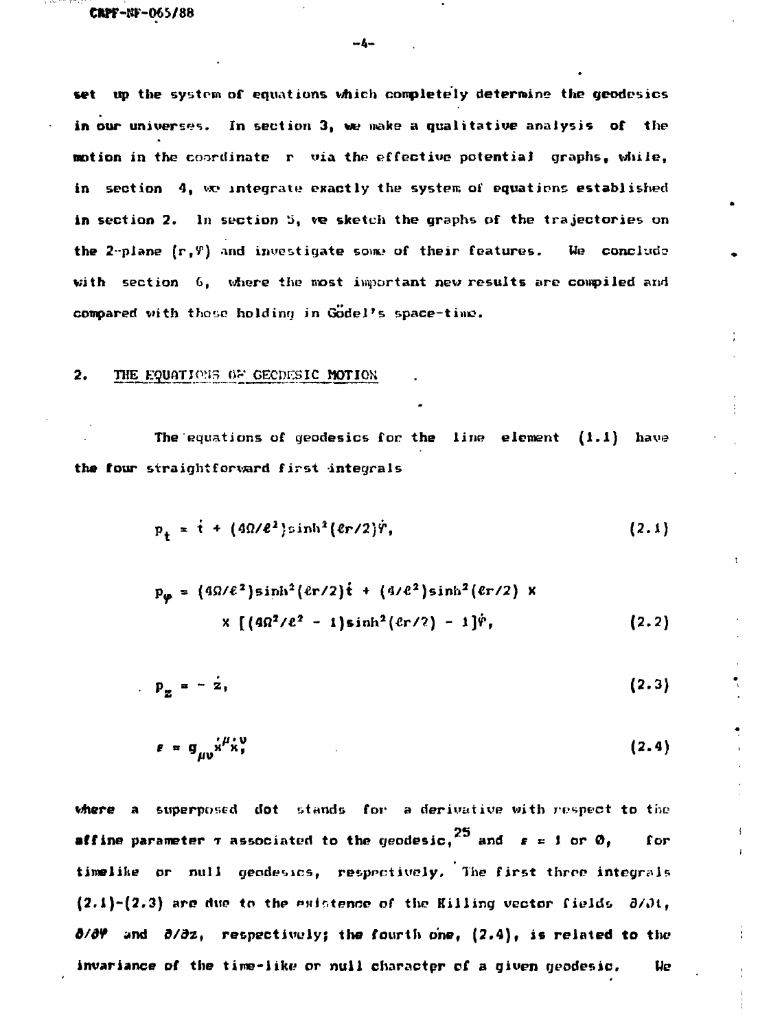set up the system of equations which completely determine the geodesics in our universes. In section 3, we make a qualitative analysis of the motion in the coordinate r via the effective potential graphs, while, in section 4, we integrate exactly the system of equations established in section 2. In section 5, we sketch the graphs of the trajectories on the 2-plane $(r,\varphi)$ and investigate some of their features. We conclude with section 6, where the most important new results are compiled and compared with those holding in Gödel's space-time.

## 2. THE EQUATIONS OF GEODESIC MOTION

The equations of geodesics for the line element (1.1) have the four straightforward first integrals

$$p_t = \dot{t} + (4\Omega/\ell^2)\sinh^2(\ell r/2)\dot{\varphi}, \tag{2.1}$$

$$p_\varphi = (4\Omega/\ell^2)\sinh^2(\ell r/2)\dot{t} + (4/\ell^2)\sinh^2(\ell r/2) \times \\ \times \left[(4\Omega^2/\ell^2 - 1)\sinh^2(\ell r/2) - 1\right]\dot{\varphi}, \tag{2.2}$$

$$p_z = -\dot{z}, \tag{2.3}$$

$$\varepsilon = g_{\mu\nu}\dot{x}^\mu\dot{x}^\nu \tag{2.4}$$

where a superposed dot stands for a derivative with respect to the affine parameter $\tau$ associated to the geodesic,[25] and $\varepsilon = 1$ or $0$, for timelike or null geodesics, respectively. The first three integrals (2.1)-(2.3) are due to the existence of the Killing vector fields $\partial/\partial t$, $\partial/\partial\varphi$ and $\partial/\partial z$, respectively; the fourth one, (2.4), is related to the invariance of the time-like or null character of a given geodesic. We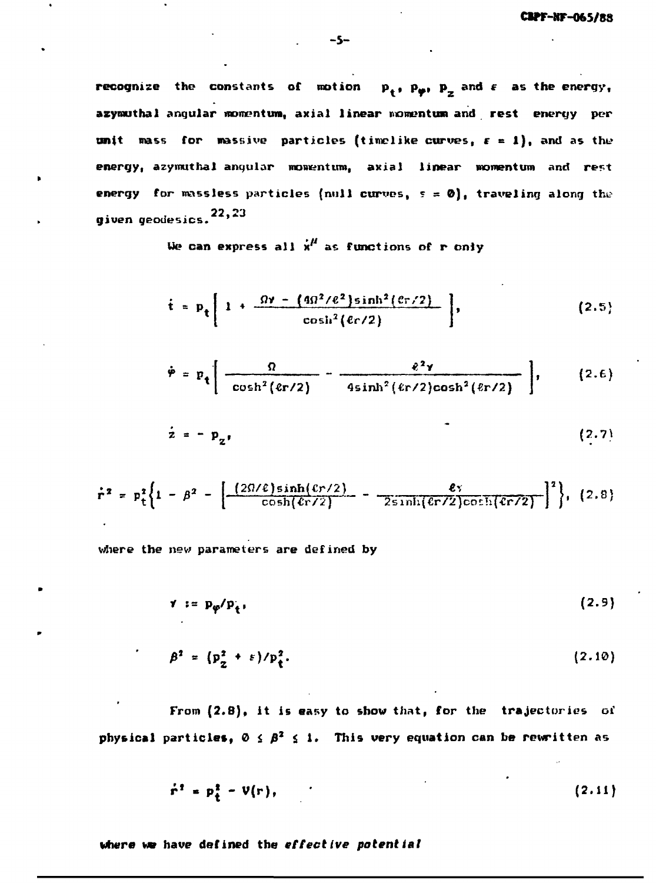recognize the constants of motion $p_t$, $p_\varphi$, $p_z$ and $\varepsilon$ as the energy, azymuthal angular momentum, axial linear momentum and rest energy per unit mass for massive particles (timelike curves, $\varepsilon = 1$), and as the energy, azymuthal angular momentum, axial linear momentum and rest energy for massless particles (null curves, $\varepsilon = 0$), traveling along the given geodesics.[22,23]

We can express all $\dot{x}^\mu$ as functions of r only

$$\dot{t} = p_t\left[ 1 + \frac{\Omega\gamma - (4\Omega^2/\ell^2)\sinh^2(\ell r/2)}{\cosh^2(\ell r/2)} \right], \tag{2.5}$$

$$\dot{\varphi} = p_t\left[ \frac{\Omega}{\cosh^2(\ell r/2)} - \frac{\ell^2\gamma}{4\sinh^2(\ell r/2)\cosh^2(\ell r/2)} \right], \tag{2.6}$$

$$\dot{z} = - p_z, \tag{2.7}$$

$$\dot{r}^2 = p_t^2\left\{1 - \beta^2 - \left[\frac{(2\Omega/\ell)\sinh(\ell r/2)}{\cosh(\ell r/2)} - \frac{\ell\gamma}{2\sinh(\ell r/2)\cosh(\ell r/2)}\right]^2\right\}, \tag{2.8}$$

where the new parameters are defined by

$$\gamma := p_\varphi/p_t, \tag{2.9}$$

$$\beta^2 = (p_z^2 + \varepsilon)/p_t^2. \tag{2.10}$$

From (2.8), it is easy to show that, for the trajectories of physical particles, $0 \leq \beta^2 \leq 1$. This very equation can be rewritten as

$$\dot{r}^2 = p_t^2 - V(r), \tag{2.11}$$

where we have defined the *effective potential*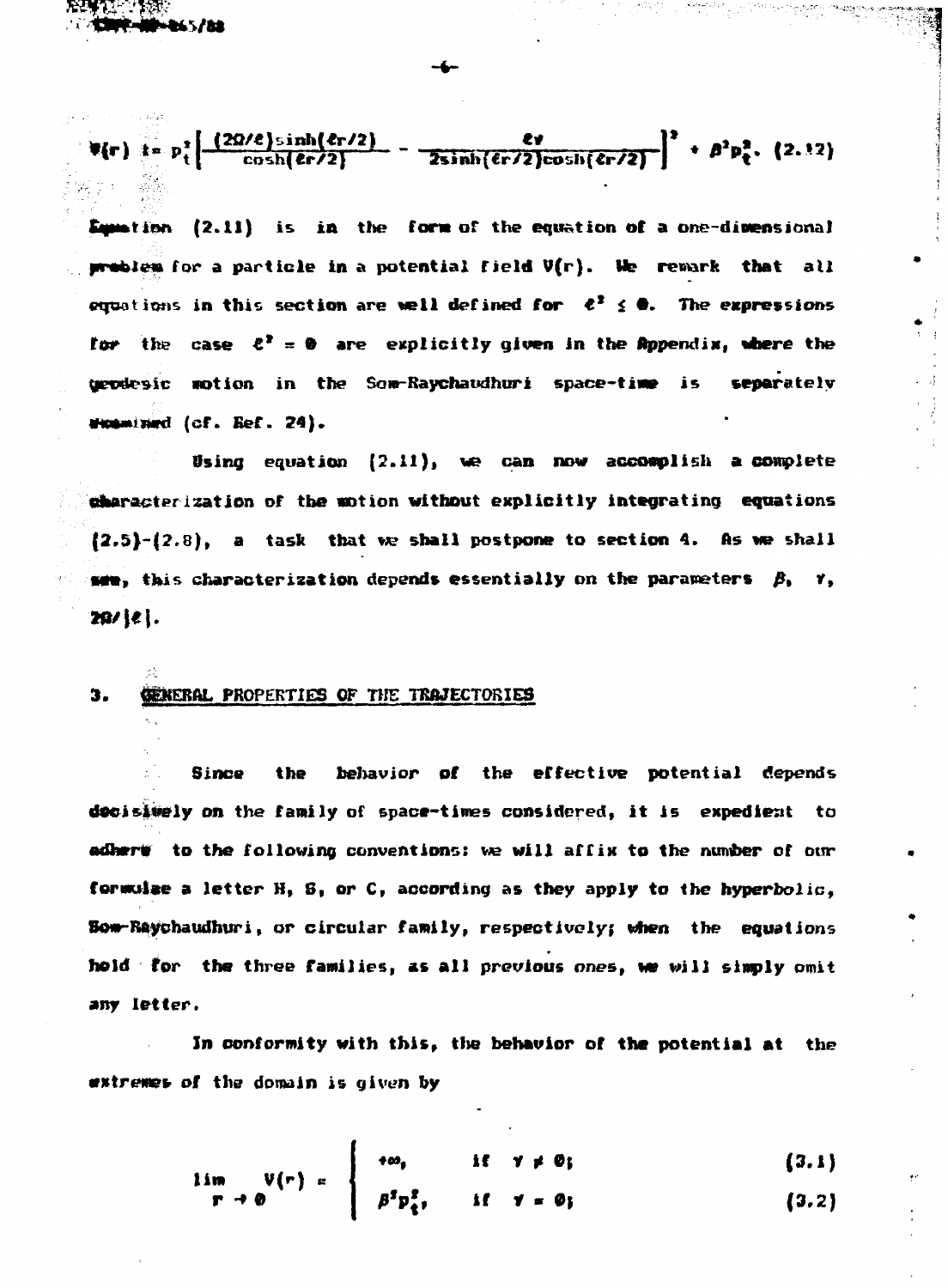$$V(r) := p_t^2\left[\frac{(2\Omega/\ell)\sinh(\ell r/2)}{\cosh(\ell r/2)} - \frac{\ell\gamma}{2\sinh(\ell r/2)\cosh(\ell r/2)}\right]^2 + \beta^2 p_t^2. \quad (2.12)$$

Equation (2.11) is in the form of the equation of a one-dimensional problem for a particle in a potential field $V(r)$. We remark that all equations in this section are well defined for $\ell^2 \leq 0$. The expressions for the case $\ell^2 = 0$ are explicitly given in the Appendix, where the geodesic motion in the Som-Raychaudhuri space-time is separately examined (cf. Ref. 24).

Using equation (2.11), we can now accomplish a complete characterization of the motion without explicitly integrating equations (2.5)-(2.8), a task that we shall postpone to section 4. As we shall see, this characterization depends essentially on the parameters $\beta$, $\gamma$, $2\Omega/|\ell|$.

## 3. GENERAL PROPERTIES OF THE TRAJECTORIES

Since the behavior of the effective potential depends decisively on the family of space-times considered, it is expedient to adhere to the following conventions: we will affix to the number of our formulae a letter H, S, or C, according as they apply to the hyperbolic, Som-Raychaudhuri, or circular family, respectively; when the equations hold for the three families, as all previous ones, we will simply omit any letter.

In conformity with this, the behavior of the potential at the extremes of the domain is given by

$$\lim_{r \to 0} V(r) = \begin{cases} +\infty, & \text{if} \quad \gamma \neq 0; & (3.1) \\ \beta^2 p_t^2, & \text{if} \quad \gamma = 0; & (3.2) \end{cases}$$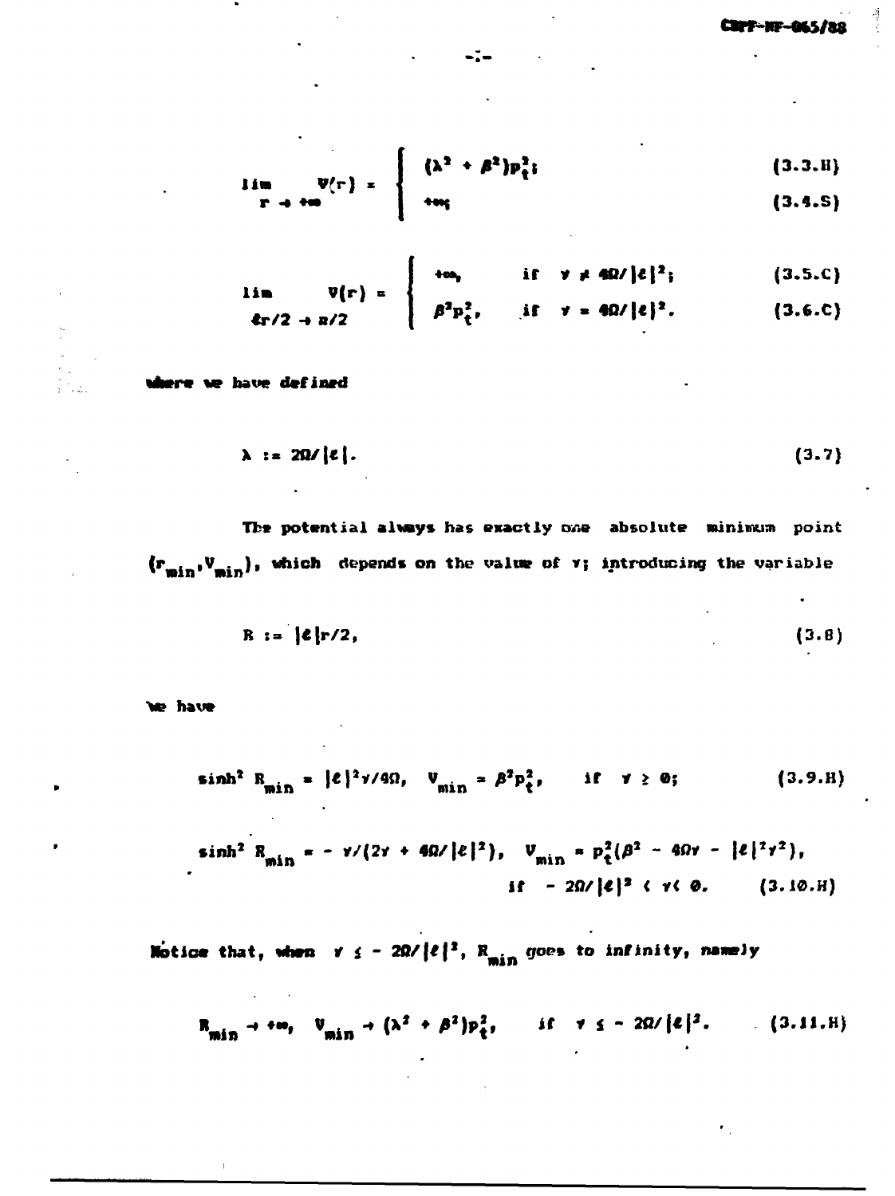$$\lim_{r \to +\infty} V(r) = \begin{cases} (\lambda^2 + \beta^2) p_t^2; & (3.3.\mathrm{H}) \\ +\infty; & (3.4.\mathrm{S}) \end{cases}$$

$$\lim_{\ell r/2 \to \pi/2} V(r) = \begin{cases} +\infty, & \text{if } \gamma \neq 4\Omega/|\ell|^2; & (3.5.\mathrm{C}) \\ \beta^2 p_t^2, & \text{if } \gamma = 4\Omega/|\ell|^2. & (3.6.\mathrm{C}) \end{cases}$$

where we have defined

$$\lambda := 2\Omega/|\ell|. \tag{3.7}$$

The potential always has exactly one absolute minimum point $(r_{min}, V_{min})$, which depends on the value of $\gamma$; introducing the variable

$$R := |\ell| r/2, \tag{3.8}$$

we have

$$\sinh^2 R_{min} = |\ell|^2 \gamma / 4\Omega, \quad V_{min} = \beta^2 p_t^2, \quad \text{if } \gamma \geq 0; \tag{3.9.H}$$

$$\sinh^2 R_{min} = -\gamma/(2\gamma + 4\Omega/|\ell|^2), \quad V_{min} = p_t^2(\beta^2 - 4\Omega\gamma - |\ell|^2\gamma^2),$$
$$\text{if } -2\Omega/|\ell|^2 < \gamma < 0. \tag{3.10.H}$$

Notice that, when $\gamma \leq -2\Omega/|\ell|^2$, $R_{min}$ goes to infinity, namely

$$R_{min} \to +\infty, \quad V_{min} \to (\lambda^2 + \beta^2) p_t^2, \quad \text{if } \gamma \leq -2\Omega/|\ell|^2. \tag{3.11.H}$$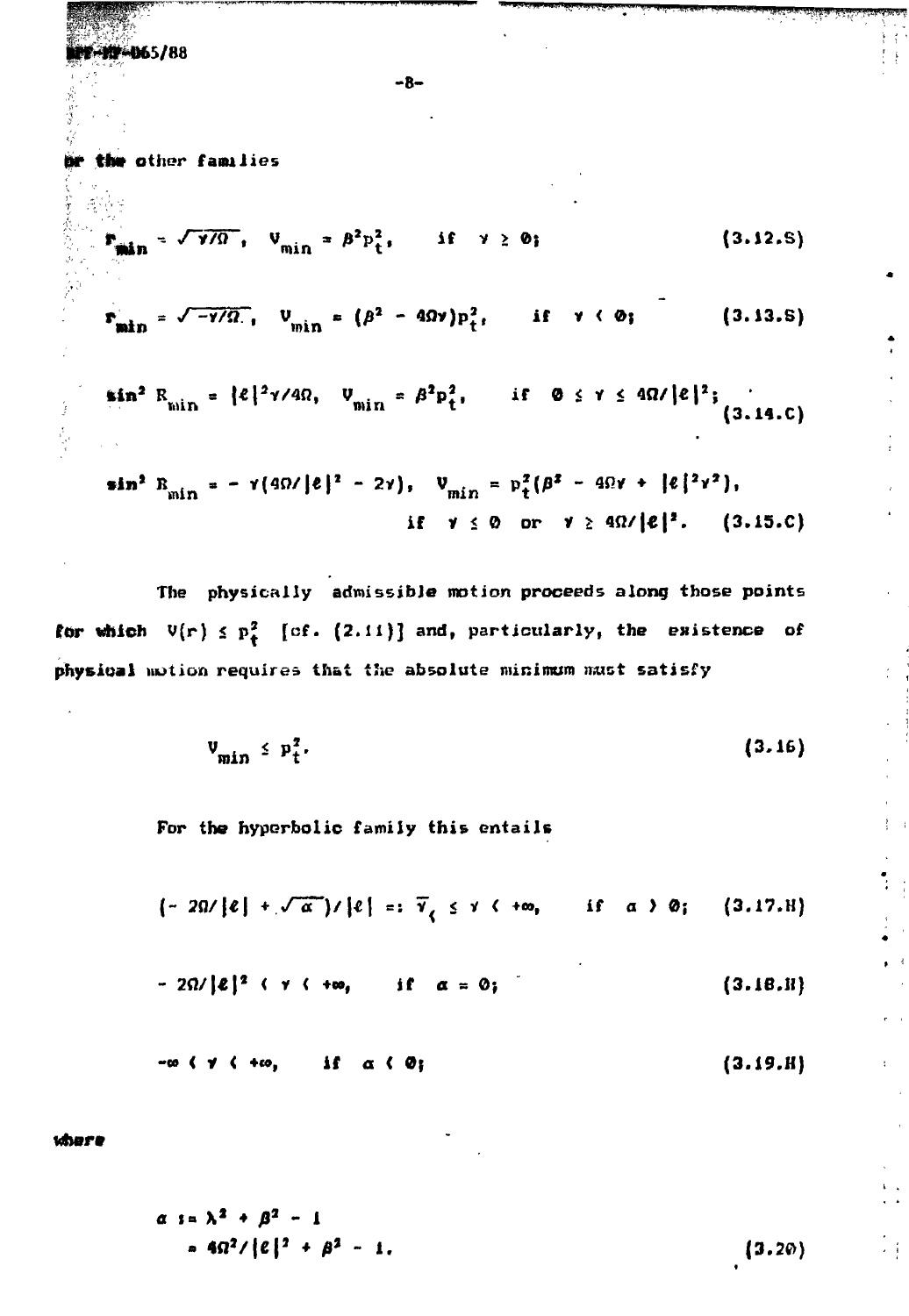or the other families

$$r_{min} = \sqrt{\gamma/\Omega}, \quad V_{min} = \beta^2 p_t^2, \qquad \text{if} \quad \gamma \geq 0; \tag{3.12.S}$$

$$r_{min} = \sqrt{-\gamma/\Omega}, \quad V_{min} = (\beta^2 - 4\Omega\gamma)p_t^2, \qquad \text{if} \quad \gamma < 0; \tag{3.13.S}$$

$$\sin^2 R_{min} = |\ell|^2\gamma/4\Omega, \quad V_{min} = \beta^2 p_t^2, \qquad \text{if} \quad 0 \leq \gamma \leq 4\Omega/|\ell|^2; \tag{3.14.C}$$

$$\sin^2 R_{min} = -\gamma(4\Omega/|\ell|^2 - 2\gamma), \quad V_{min} = p_t^2(\beta^2 - 4\Omega\gamma + |\ell|^2\gamma^2),$$
$$\text{if} \quad \gamma \leq 0 \quad \text{or} \quad \gamma \geq 4\Omega/|\ell|^2. \tag{3.15.C}$$

The physically admissible motion proceeds along those points for which $V(r) \leq p_t^2$ [cf. (2.11)] and, particularly, the existence of physical motion requires that the absolute minimum must satisfy

$$V_{min} \leq p_t^2. \tag{3.16}$$

For the hyperbolic family this entails

$$(-2\Omega/|\ell| + \sqrt{\alpha})/|\ell| =: \bar{\gamma}_{<} \leq \gamma < +\infty, \qquad \text{if} \quad \alpha > 0; \tag{3.17.H}$$

$$-2\Omega/|\ell|^2 < \gamma < +\infty, \qquad \text{if} \quad \alpha = 0; \tag{3.18.H}$$

$$-\infty < \gamma < +\infty, \qquad \text{if} \quad \alpha < 0; \tag{3.19.H}$$

where

$$\begin{aligned} \alpha &:= \lambda^2 + \beta^2 - 1 \\ &= 4\Omega^2/|\ell|^2 + \beta^2 - 1. \end{aligned} \tag{3.20}$$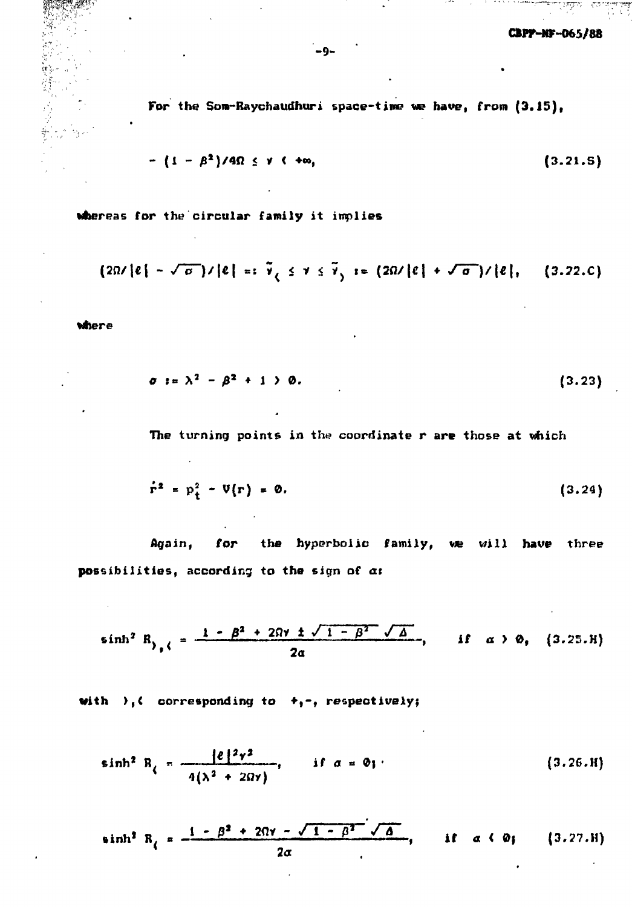For the Som-Raychaudhuri space-time we have, from (3.15),

$$- (1 - \beta^2)/4\Omega \leq \gamma < +\infty, \tag{3.21.S}$$

whereas for the circular family it implies

$$(2\Omega/|\ell| - \sqrt{\sigma})/|\ell| =: \tilde{\gamma}_{<} \leq \gamma \leq \tilde{\gamma}_{>} := (2\Omega/|\ell| + \sqrt{\sigma})/|\ell|, \tag{3.22.C}$$

where

$$\sigma := \lambda^2 - \beta^2 + 1 > 0. \tag{3.23}$$

The turning points in the coordinate r are those at which

$$\dot{r}^2 = p_t^2 - V(r) = 0. \tag{3.24}$$

Again, for the hyperbolic family, we will have three possibilities, according to the sign of $\alpha$:

$$\sinh^2 R_{>,<} = \frac{1 - \beta^2 + 2\Omega\gamma \pm \sqrt{1 - \beta^2}\,\sqrt{\Delta}}{2\alpha}, \qquad \text{if } \alpha > 0, \tag{3.25.H}$$

with $>,<$ corresponding to $+,-$, respectively;

$$\sinh^2 R_{<} = \frac{|\ell|^2\gamma^2}{4(\lambda^2 + 2\Omega\gamma)}, \qquad \text{if } \alpha = 0; \tag{3.26.H}$$

$$\sinh^2 R_{<} = \frac{1 - \beta^2 + 2\Omega\gamma - \sqrt{1 - \beta^2}\,\sqrt{\Delta}}{2\alpha}, \qquad \text{if } \alpha < 0; \tag{3.27.H}$$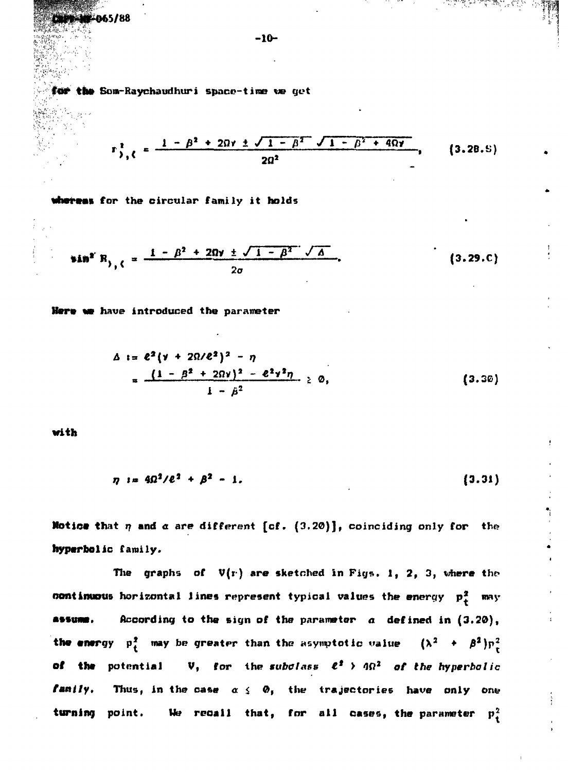for the Som-Raychaudhuri space-time we get

$$r^2_{\rangle,\langle} = \frac{1 - \beta^2 + 2\Omega\gamma \pm \sqrt{1 - \beta^2}\,\sqrt{1 - \beta^2 + 4\Omega\gamma}}{2\Omega^2}, \qquad (3.28.S)$$

whereas for the circular family it holds

$$\sin^2 R_{\rangle,\langle} = \frac{1 - \beta^2 + 2\Omega\gamma \pm \sqrt{1 - \beta^2}\,\sqrt{\Delta}}{2\sigma}. \qquad (3.29.C)$$

Here we have introduced the parameter

$$\begin{aligned} \Delta &:= \ell^2(\gamma + 2\Omega/\ell^2)^2 - \eta \\ &= \frac{(1 - \beta^2 + 2\Omega\gamma)^2 - \ell^2\gamma^2\eta}{1 - \beta^2} \geq 0, \end{aligned} \qquad (3.30)$$

with

$$\eta := 4\Omega^2/\ell^2 + \beta^2 - 1. \qquad (3.31)$$

Notice that $\eta$ and $\alpha$ are different [cf. (3.20)], coinciding only for the hyperbolic family.

The graphs of $V(r)$ are sketched in Figs. 1, 2, 3, where the continuous horizontal lines represent typical values the energy $p_t^2$ may assume. According to the sign of the parameter $\alpha$ defined in (3.20), the energy $p_t^2$ may be greater than the asymptotic value $(\lambda^2 + \beta^2)p_t^2$ of the potential $V$, for the *subclass* $\ell^2 > 4\Omega^2$ *of the hyperbolic family*. Thus, in the case $\alpha \leq 0$, the trajectories have only one turning point. We recall that, for all cases, the parameter $p_t^2$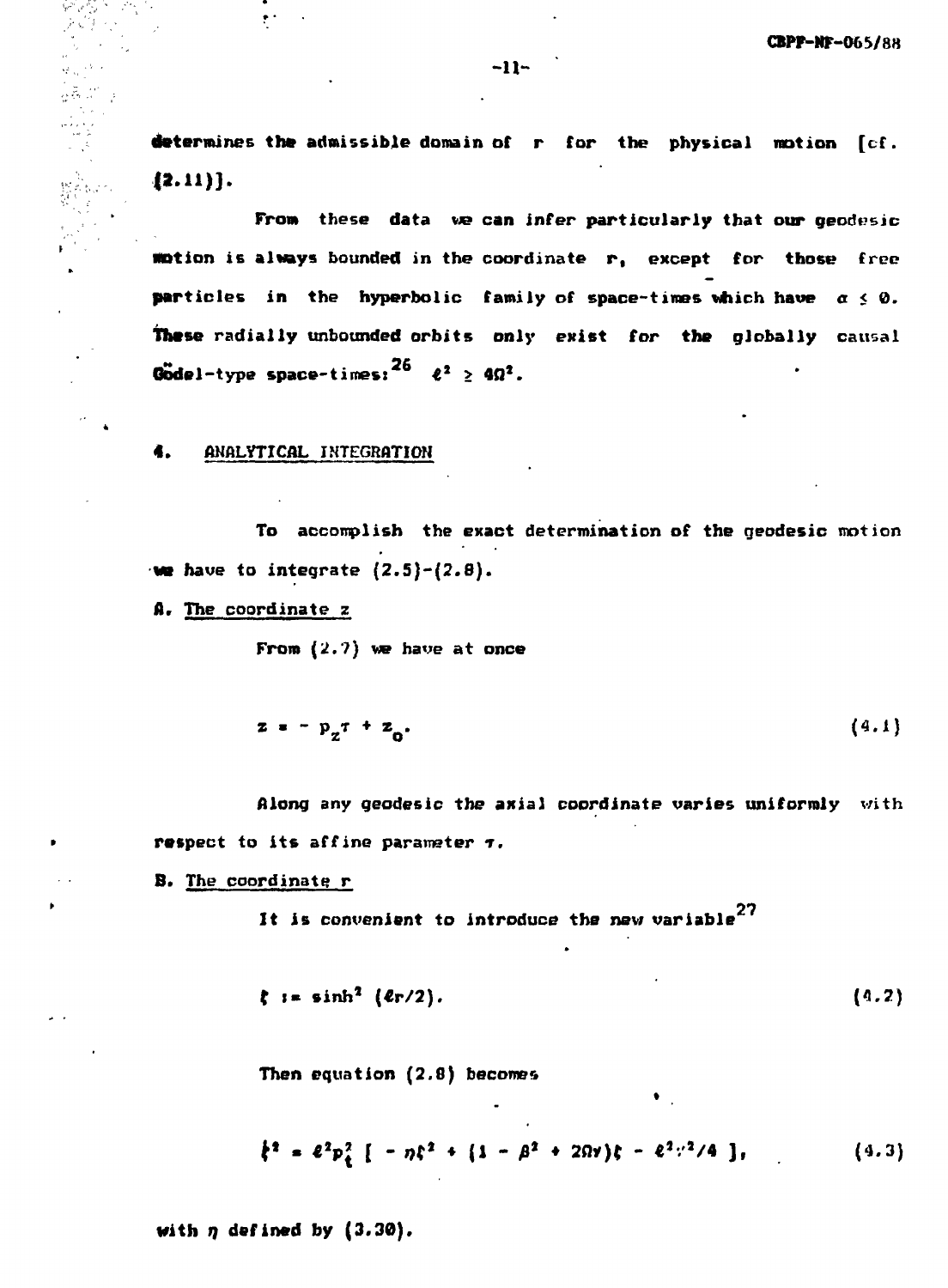determines the admissible domain of $r$ for the physical motion [cf. (2.11)].

From these data we can infer particularly that our geodesic motion is always bounded in the coordinate $r$, except for those free particles in the hyperbolic family of space-times which have $\alpha \leq 0$. These radially unbounded orbits only exist for the globally causal Gödel-type space-times:[26] $\ell^2 \geq 4\Omega^2$.

## 4. ANALYTICAL INTEGRATION

To accomplish the exact determination of the geodesic motion we have to integrate (2.5)-(2.8).

### A. The coordinate z

From (2.7) we have at once

$$z = - p_z \tau + z_0. \tag{4.1}$$

Along any geodesic the axial coordinate varies uniformly with respect to its affine parameter $\tau$.

### B. The coordinate r

It is convenient to introduce the new variable[27]

$$\xi := \sinh^2 (\ell r/2). \tag{4.2}$$

Then equation (2.8) becomes

$$\dot{\xi}^2 = \ell^2 p_t^2 \,[\, - \eta \xi^2 + (1 - \beta^2 + 2\Omega\gamma)\xi - \ell^2\gamma^2/4 \,], \tag{4.3}$$

with $\eta$ defined by (3.30).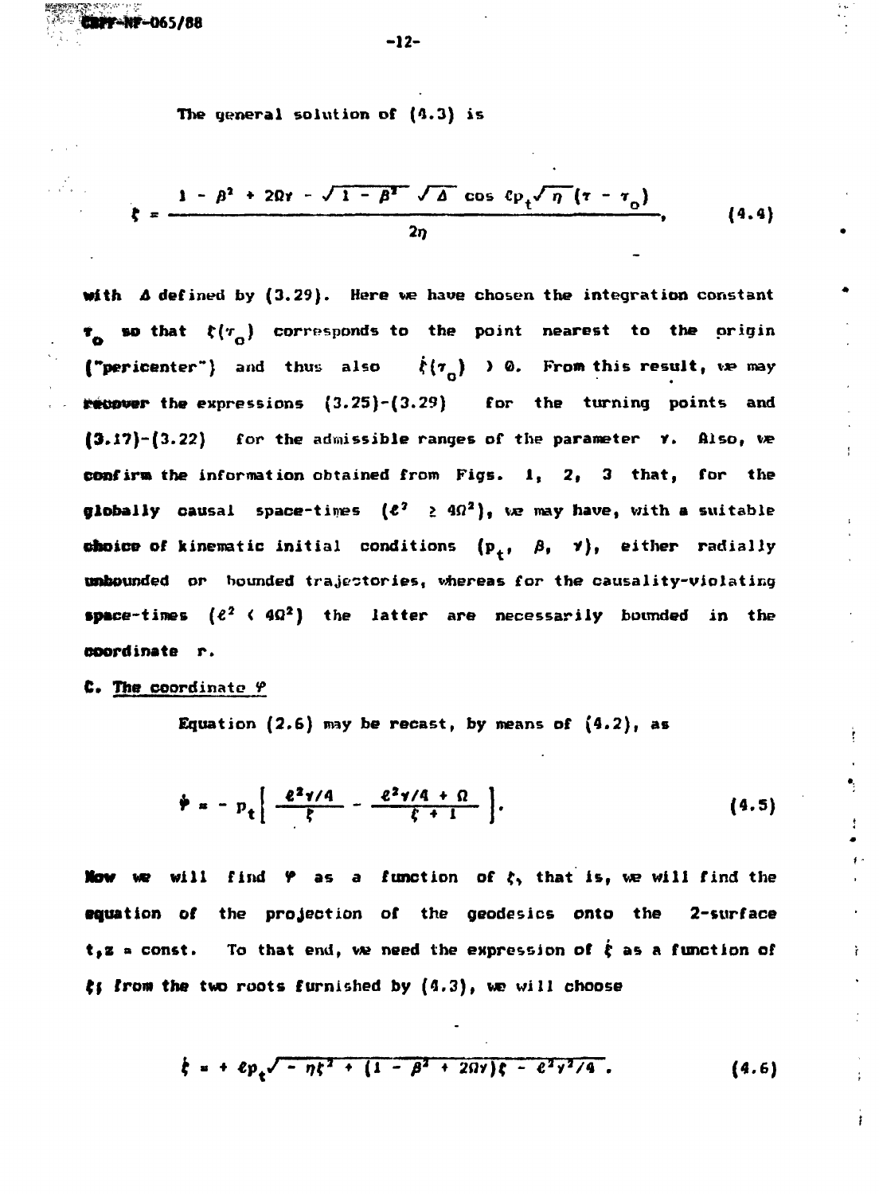The general solution of (4.3) is

$$\zeta = \frac{1 - \beta^2 + 2\Omega\gamma - \sqrt{1 - \beta^2}\,\sqrt{\Delta}\,\cos \ell p_t \sqrt{\eta}\,(\tau - \tau_0)}{2\eta}, \tag{4.4}$$

with $\Delta$ defined by (3.29). Here we have chosen the integration constant $\tau_0$ so that $\zeta(\tau_0)$ corresponds to the point nearest to the origin ("pericenter") and thus also $\ddot{\zeta}(\tau_0) > 0$. From this result, we may recover the expressions (3.25)-(3.29) for the turning points and (3.17)-(3.22) for the admissible ranges of the parameter $\gamma$. Also, we confirm the information obtained from Figs. 1, 2, 3 that, for the globally causal space-times ($\ell^2 \geq 4\Omega^2$), we may have, with a suitable choice of kinematic initial conditions ($p_t$, $\beta$, $\gamma$), either radially unbounded or bounded trajectories, whereas for the causality-violating space-times ($\ell^2 < 4\Omega^2$) the latter are necessarily bounded in the coordinate $r$.

**C. The coordinate $\varphi$**

Equation (2.6) may be recast, by means of (4.2), as

$$\dot{\varphi} = - p_t \left[ \frac{\ell^2\gamma/4}{\zeta} - \frac{\ell^2\gamma/4 + \Omega}{\zeta + 1} \right]. \tag{4.5}$$

Now we will find $\varphi$ as a function of $\zeta$, that is, we will find the equation of the projection of the geodesics onto the 2-surface $t, z$ = const. To that end, we need the expression of $\dot{\zeta}$ as a function of $\zeta$; from the two roots furnished by (4.3), we will choose

$$\dot{\zeta} = + \ell p_t \sqrt{- \eta\zeta^2 + (1 - \beta^2 + 2\Omega\gamma)\zeta - \ell^2\gamma^2/4}\,. \tag{4.6}$$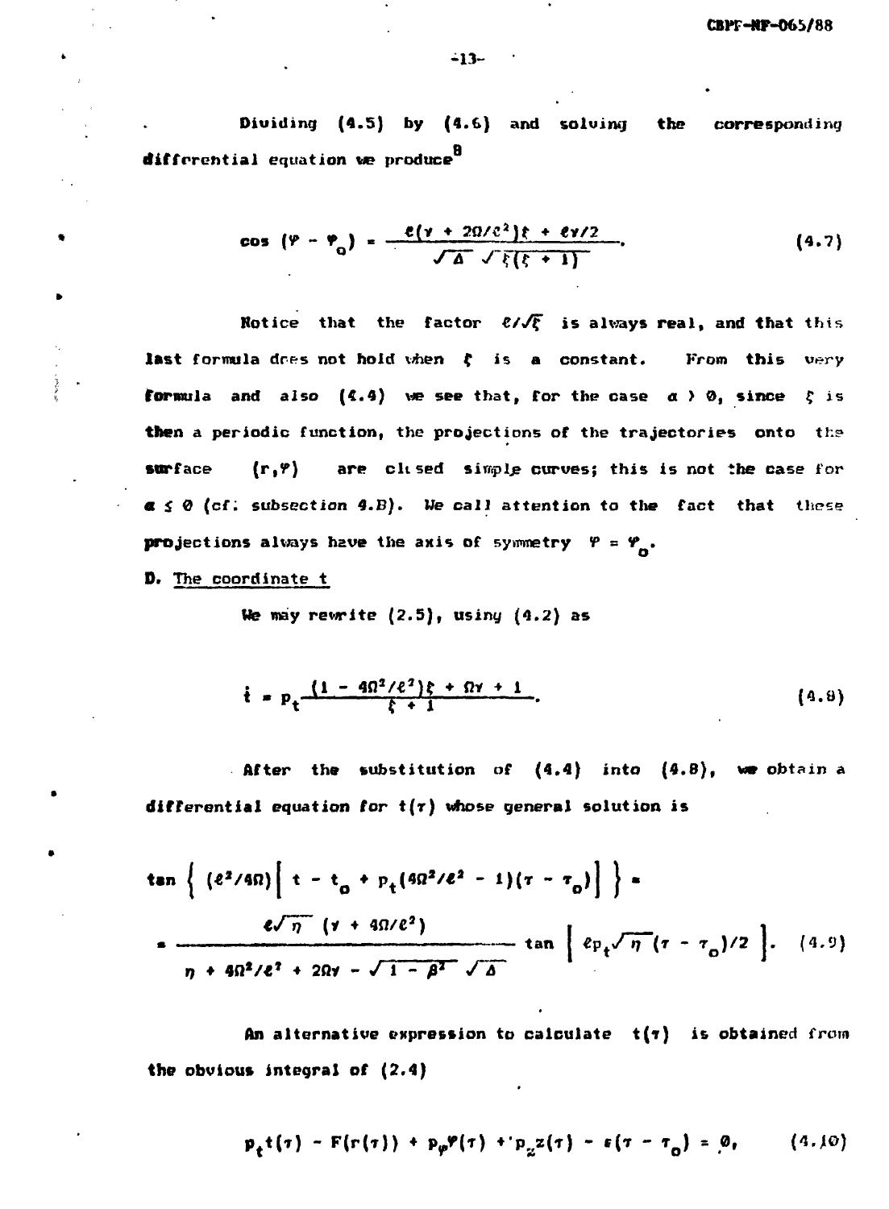Dividing (4.5) by (4.6) and solving the corresponding differential equation we produce[8]

$$\cos (\varphi - \varphi_0) = \frac{\ell(\gamma + 2\Omega/\ell^2)\xi + \ell\gamma/2}{\sqrt{\Delta}\ \sqrt{\xi(\xi + 1)}}. \tag{4.7}$$

Notice that the factor $\ell/\sqrt{\xi}$ is always real, and that this last formula does not hold when $\xi$ is a constant. From this very formula and also (4.4) we see that, for the case $\alpha > 0$, since $\xi$ is then a periodic function, the projections of the trajectories onto the surface $(r,\varphi)$ are closed simple curves; this is not the case for $\alpha \leq 0$ (cf. subsection 4.B). We call attention to the fact that these projections always have the axis of symmetry $\varphi = \varphi_0$.

D. The coordinate t

We may rewrite (2.5), using (4.2) as

$$\dot{t} = p_t \frac{(1 - 4\Omega^2/\ell^2)\xi + \Omega\gamma + 1}{\xi + 1}. \tag{4.8}$$

After the substitution of (4.4) into (4.8), we obtain a differential equation for $t(\tau)$ whose general solution is

$$\tan \left\{ (\ell^2/4\Omega)\left[ t - t_0 + p_t(4\Omega^2/\ell^2 - 1)(\tau - \tau_0)\right] \right\} =$$

$$= \frac{\ell\sqrt{\eta}\ (\gamma + 4\Omega/\ell^2)}{\eta + 4\Omega^2/\ell^2 + 2\Omega\gamma - \sqrt{1 - \beta^2}\ \sqrt{\Delta}} \tan \left[ \ell p_t \sqrt{\eta}(\tau - \tau_0)/2 \right]. \tag{4.9}$$

An alternative expression to calculate $t(\tau)$ is obtained from the obvious integral of (2.4)

$$p_t t(\tau) - F(r(\tau)) + p_\varphi \varphi(\tau) + p_z z(\tau) - \varepsilon(\tau - \tau_0) = 0, \tag{4.10}$$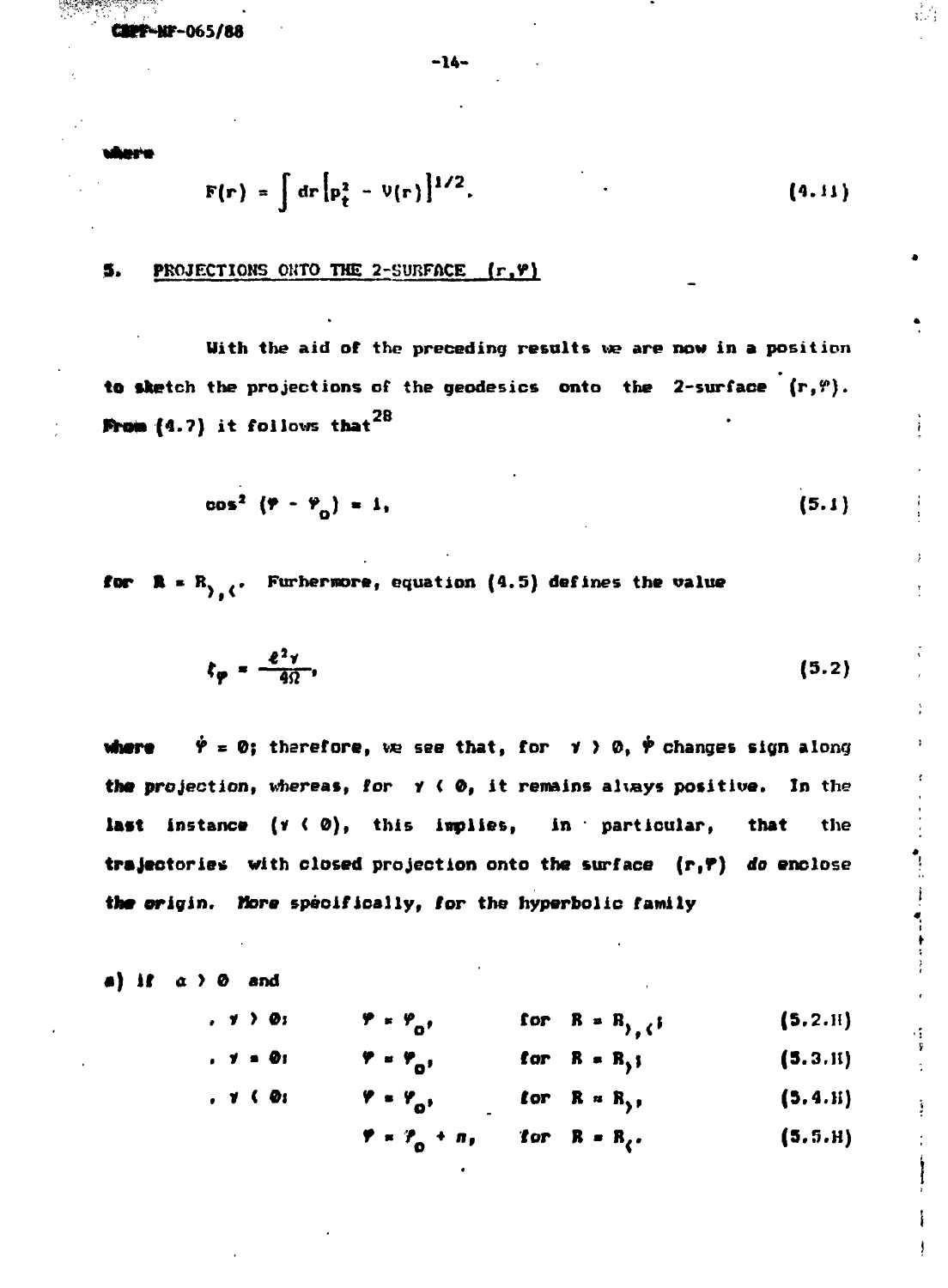where

$$F(r) = \int dr\left[p_t^2 - V(r)\right]^{1/2}. \tag{4.11}$$

## 5. PROJECTIONS ONTO THE 2-SURFACE $(r,\varphi)$

With the aid of the preceding results we are now in a position to sketch the projections of the geodesics onto the 2-surface $(r,\varphi)$. From (4.7) it follows that[28]

$$\cos^2(\varphi - \varphi_0) = 1, \tag{5.1}$$

for $R = R_{>,<}$. Furhermore, equation (4.5) defines the value

$$\xi_\varphi = \frac{\ell^2\gamma}{4\Omega}, \tag{5.2}$$

where $\dot{\varphi} = 0$; therefore, we see that, for $\gamma > 0$, $\dot{\varphi}$ changes sign along the projection, whereas, for $\gamma < 0$, it remains always positive. In the last instance $(\gamma < 0)$, this implies, in particular, that the trajectories with closed projection onto the surface $(r,\varphi)$ *do* enclose the origin. *More specifically, for the hyperbolic family*

a) if $\alpha > 0$ and

- $\gamma > 0$: $\quad \varphi = \varphi_0, \quad$ for $R = R_{>,<}$; $\quad$ (5.2.H)
- $\gamma = 0$: $\quad \varphi = \varphi_0, \quad$ for $R = R_>$; $\quad$ (5.3.H)
- $\gamma < 0$: $\quad \varphi = \varphi_0, \quad$ for $R = R_>$, $\quad$ (5.4.H)

  $\quad \varphi = \varphi_0 + \pi, \quad$ for $R = R_<$. $\quad$ (5.5.H)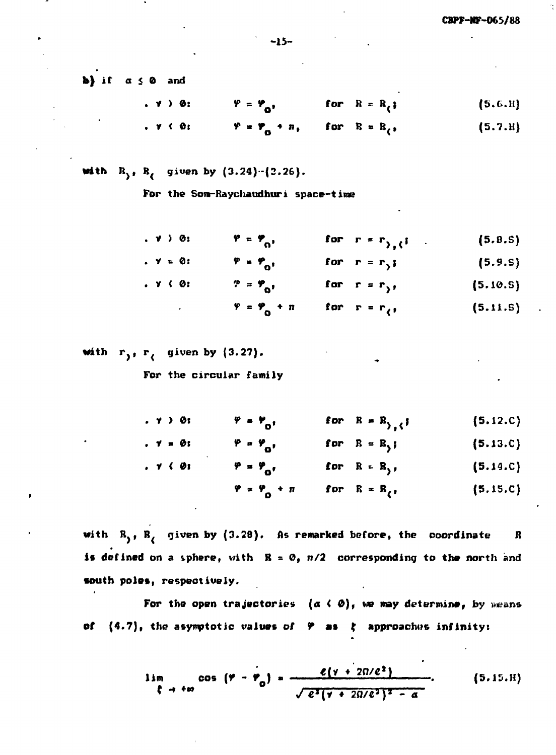**b)** if $\alpha \leq 0$ and

$$\cdot\ \gamma > 0: \qquad \varphi = \varphi_0, \qquad \text{for} \quad R = R_< ; \tag{5.6.H}$$

$$\cdot\ \gamma < 0: \qquad \varphi = \varphi_0 + \pi, \qquad \text{for} \quad R = R_< , \tag{5.7.H}$$

with $R_>$, $R_<$ given by (3.24)-(3.26).

For the Som-Raychaudhuri space-time

$$\cdot\ \gamma > 0: \qquad \varphi = \varphi_0, \qquad \text{for} \quad r = r_{>,<} ; \tag{5.8.S}$$

$$\cdot\ \gamma = 0: \qquad \varphi = \varphi_0, \qquad \text{for} \quad r = r_> ; \tag{5.9.S}$$

$$\cdot\ \gamma < 0: \qquad \varphi = \varphi_0, \qquad \text{for} \quad r = r_> , \tag{5.10.S}$$

$$\varphi = \varphi_0 + \pi \qquad \text{for} \quad r = r_< , \tag{5.11.S}$$

with $r_>$, $r_<$ given by (3.27).

For the circular family

$$\cdot\ \gamma > 0: \qquad \varphi = \varphi_0, \qquad \text{for} \quad R = R_{>,<} ; \tag{5.12.C}$$

$$\cdot\ \gamma = 0: \qquad \varphi = \varphi_0, \qquad \text{for} \quad R = R_> ; \tag{5.13.C}$$

$$\cdot\ \gamma < 0: \qquad \varphi = \varphi_0, \qquad \text{for} \quad R = R_> , \tag{5.14.C}$$

$$\varphi = \varphi_0 + \pi \qquad \text{for} \quad R = R_< , \tag{5.15.C}$$

with $R_>$, $R_<$ given by (3.28). As remarked before, the coordinate $R$ is defined on a sphere, with $R = 0, \pi/2$ corresponding to the north and south poles, respectively.

For the open trajectories $(\alpha < 0)$, we may determine, by means of (4.7), the asymptotic values of $\varphi$ as $\xi$ approaches infinity:

$$\lim_{\xi \to +\infty} \cos(\varphi - \varphi_0) = \frac{\ell(\gamma + 2\Omega/\ell^2)}{\sqrt{\ell^2(\gamma + 2\Omega/\ell^2)^2 - \alpha}} . \tag{5.15.H}$$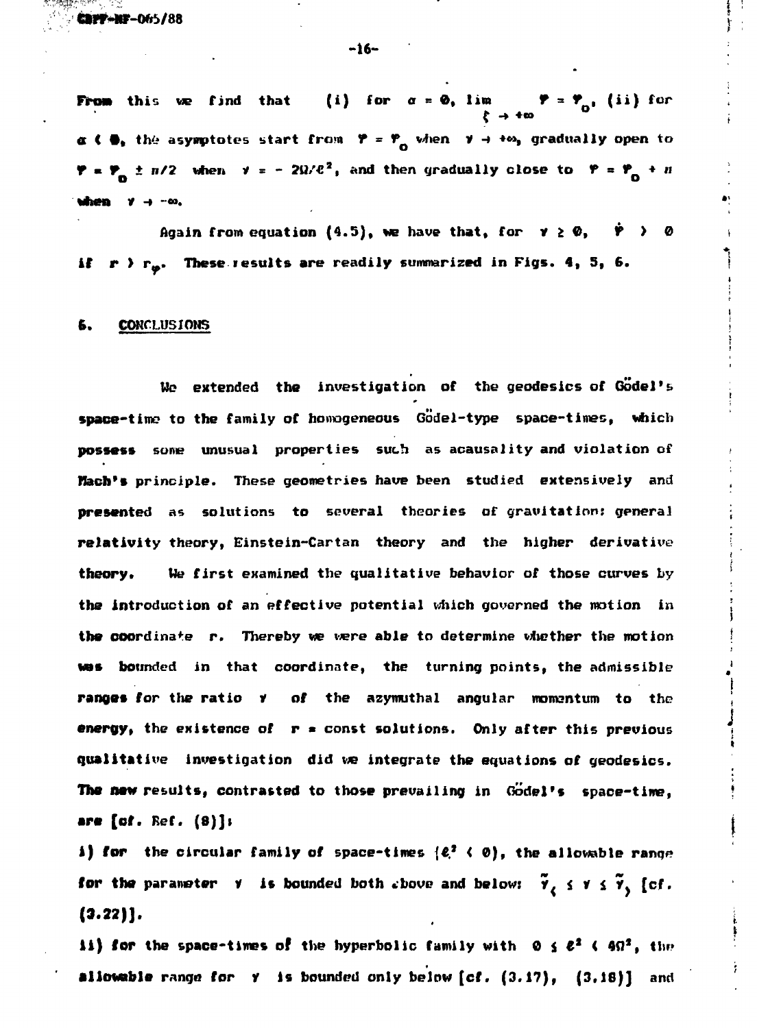From this we find that (i) for $\alpha = 0$, $\lim_{\zeta \to +\infty} \varphi = \varphi_0$, (ii) for $\alpha < 0$, the asymptotes start from $\varphi = \varphi_0$ when $\gamma \to +\infty$, gradually open to $\varphi = \varphi_0 \pm \pi/2$ when $\gamma = -2\Omega/\ell^2$, and then gradually close to $\varphi = \varphi_0 + \pi$ when $\gamma \to -\infty$.

Again from equation (4.5), we have that, for $\gamma \geq 0$, $\dot{\varphi} > 0$ if $r > r_{\varphi}$. These results are readily summarized in Figs. 4, 5, 6.

## 6. CONCLUSIONS

We extended the investigation of the geodesics of Gödel's space-time to the family of homogeneous Gödel-type space-times, which possess some unusual properties such as acausality and violation of Mach's principle. These geometries have been studied extensively and presented as solutions to several theories of gravitation: general relativity theory, Einstein-Cartan theory and the higher derivative theory. We first examined the qualitative behavior of those curves by the introduction of an effective potential which governed the motion in the coordinate $r$. Thereby we were able to determine whether the motion was bounded in that coordinate, the turning points, the admissible ranges for the ratio $\gamma$ of the azymuthal angular momentum to the energy, the existence of $r$ = const solutions. Only after this previous qualitative investigation did we integrate the equations of geodesics. The new results, contrasted to those prevailing in Gödel's space-time, are [cf. Ref. (8)]:

i) for the circular family of space-times ($\ell^2 < 0$), the allowable range for the parameter $\gamma$ is bounded both above and below: $\tilde{\gamma}_< \leq \gamma \leq \tilde{\gamma}_>$ [cf. (3.22)].

ii) for the space-times of the hyperbolic family with $0 \leq \ell^2 < 4\Omega^2$, the allowable range for $\gamma$ is bounded only below [cf. (3.17), (3.18)] and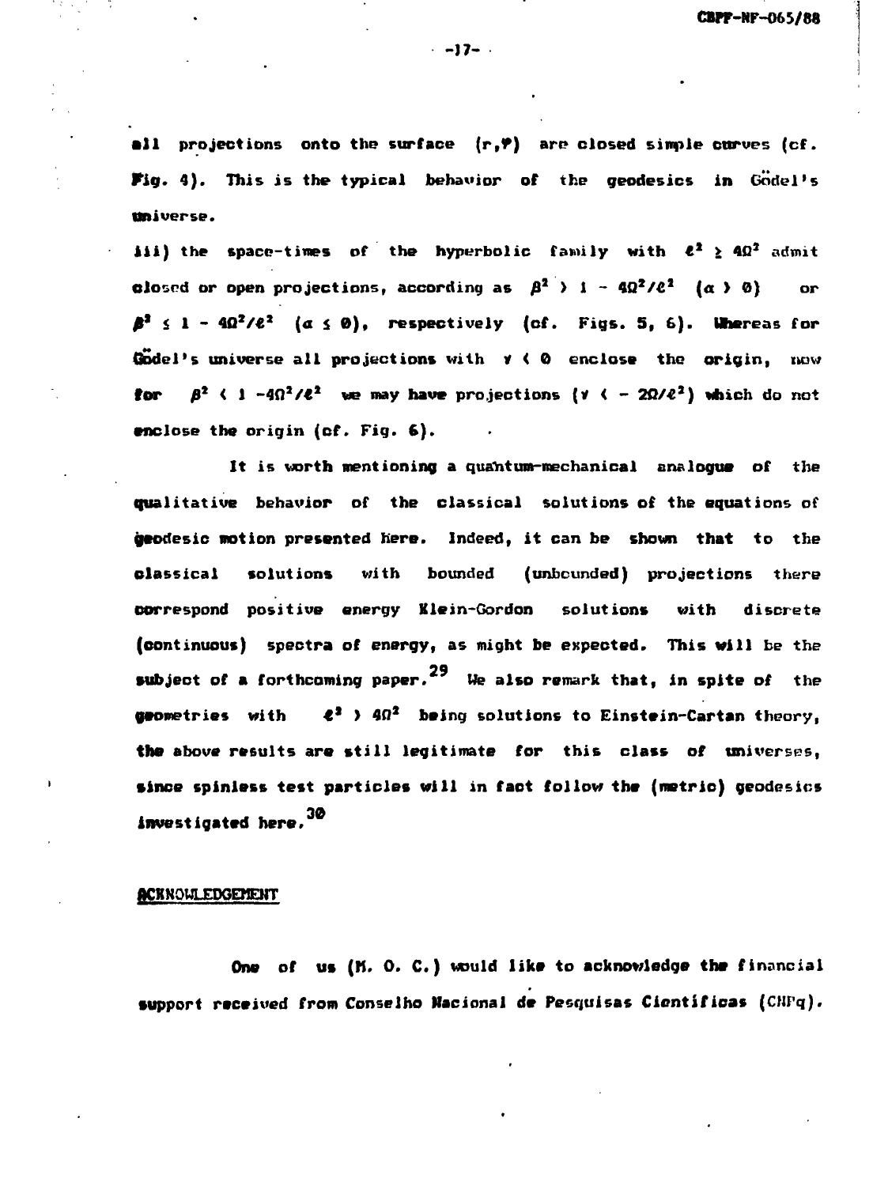all projections onto the surface $(r,\varphi)$ are closed simple curves (cf. Fig. 4). This is the typical behavior of the geodesics in Gödel's universe.

iii) the space-times of the hyperbolic family with $\ell^2 \geq 4\Omega^2$ admit closed or open projections, according as $\beta^2 > 1 - 4\Omega^2/\ell^2$ $(\alpha > 0)$ or $\beta^2 \leq 1 - 4\Omega^2/\ell^2$ $(\alpha \leq 0)$, respectively (cf. Figs. 5, 6). Whereas for Gödel's universe all projections with $\gamma < 0$ enclose the origin, now for $\beta^2 < 1 - 4\Omega^2/\ell^2$ we may have projections $(\gamma < -2\Omega/\ell^2)$ which do not enclose the origin (cf. Fig. 6).

It is worth mentioning a quantum-mechanical analogue of the qualitative behavior of the classical solutions of the equations of geodesic motion presented here. Indeed, it can be shown that to the classical solutions with bounded (unbounded) projections there correspond positive energy Klein-Gordon solutions with discrete (continuous) spectra of energy, as might be expected. This will be the subject of a forthcoming paper.[29] We also remark that, in spite of the geometries with $\ell^2 > 4\Omega^2$ being solutions to Einstein-Cartan theory, the above results are still legitimate for this class of universes, since spinless test particles will in fact follow the (metric) geodesics investigated here.[30]

## ACKNOWLEDGEMENT

One of us (M. O. C.) would like to acknowledge the financial support received from Conselho Nacional de Pesquisas Cientificas (CNPq).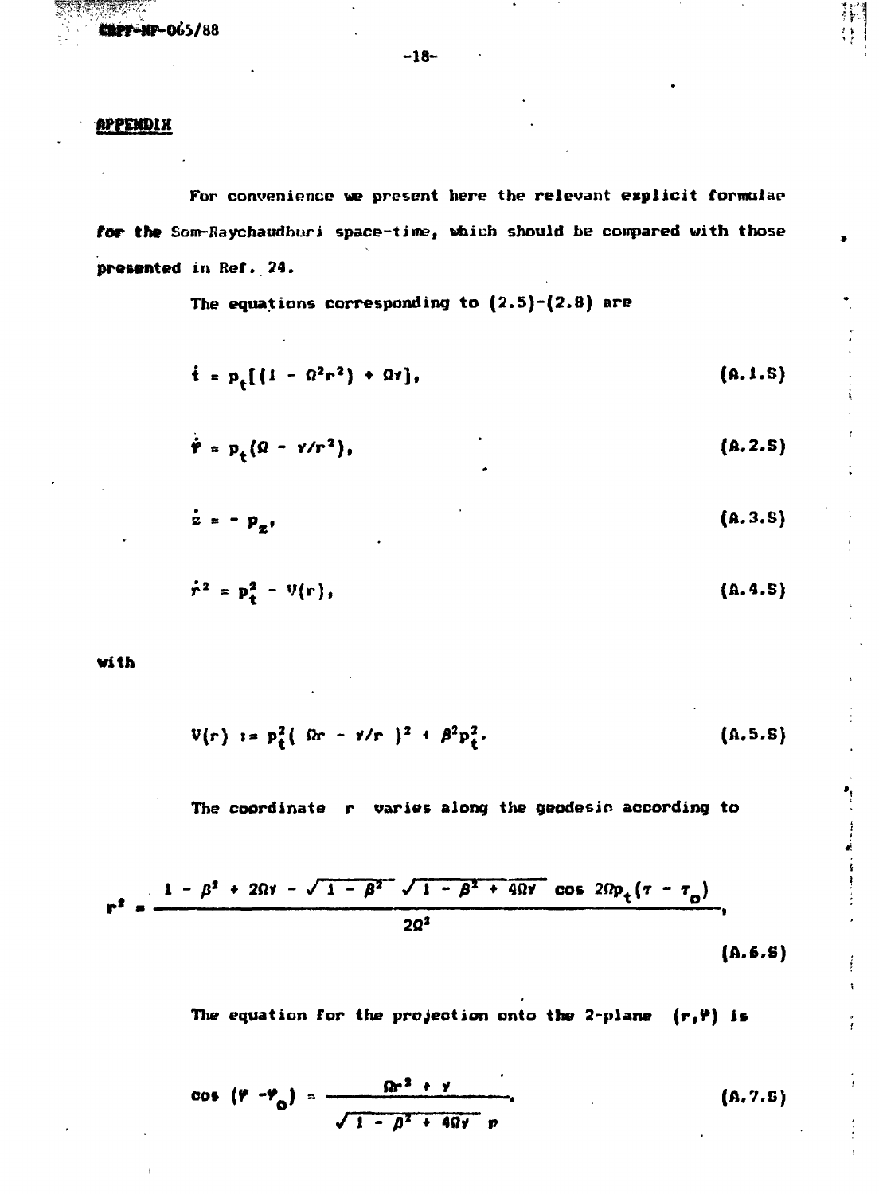## APPENDIX

For convenience we present here the relevant explicit formulae for the Som-Raychaudhuri space-time, which should be compared with those presented in Ref. 24.

The equations corresponding to (2.5)-(2.8) are

$$\dot{t} = p_t[(1 - \Omega^2 r^2) + \Omega\gamma], \tag{A.1.S}$$

$$\dot{\varphi} = p_t(\Omega - \gamma/r^2), \tag{A.2.S}$$

$$\dot{z} = - p_z, \tag{A.3.S}$$

$$\dot{r}^2 = p_t^2 - V(r), \tag{A.4.S}$$

with

$$V(r) := p_t^2(\,\Omega r - \gamma/r\,)^2 + \beta^2 p_t^2. \tag{A.5.S}$$

The coordinate $r$ varies along the geodesic according to

$$r^2 = \frac{1 - \beta^2 + 2\Omega\gamma - \sqrt{1 - \beta^2}\,\sqrt{1 - \beta^2 + 4\Omega\gamma}\,\cos 2\Omega p_t(\tau - \tau_0)}{2\Omega^2}, \tag{A.6.S}$$

The equation for the projection onto the 2-plane $(r,\varphi)$ is

$$\cos(\varphi - \varphi_0) = \frac{\Omega r^2 + \gamma}{\sqrt{1 - \beta^2 + 4\Omega\gamma}\; r}. \tag{A.7.S}$$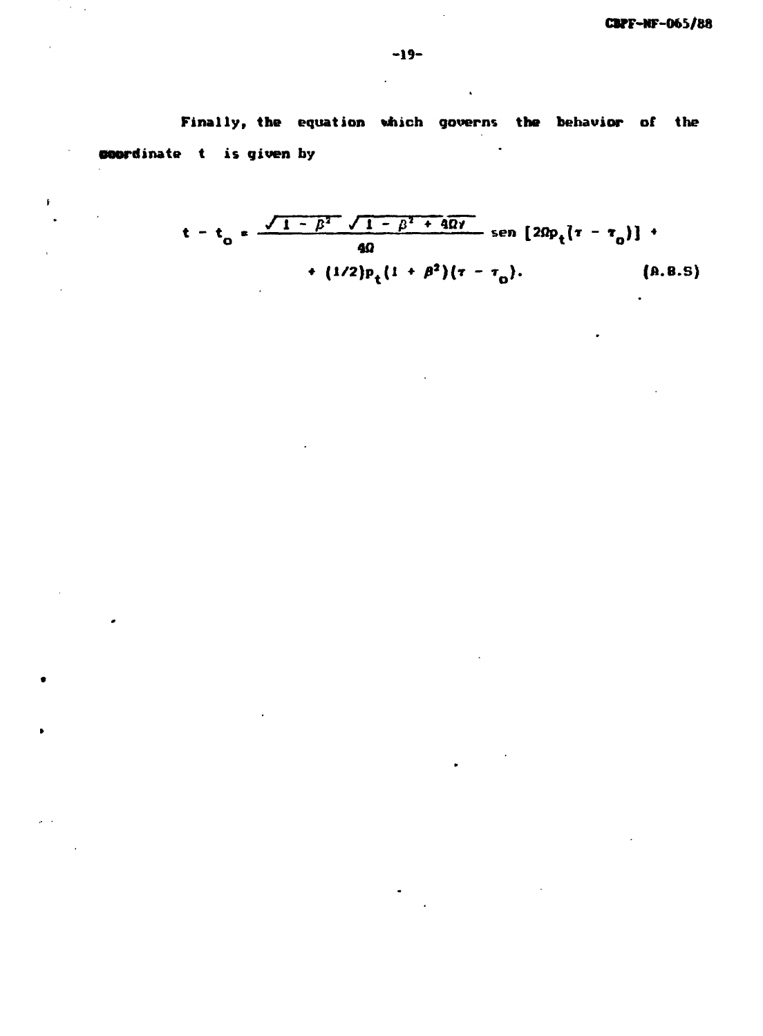Finally, the equation which governs the behavior of the coordinate $t$ is given by

$$t - t_o = \frac{\sqrt{1 - \beta^2}\ \sqrt{1 - \beta^2 + 4\Omega\gamma}}{4\Omega} \operatorname{sen}\left[2\Omega p_t(\tau - \tau_o)\right] + (1/2)p_t(1 + \beta^2)(\tau - \tau_o). \tag{A.8.5}$$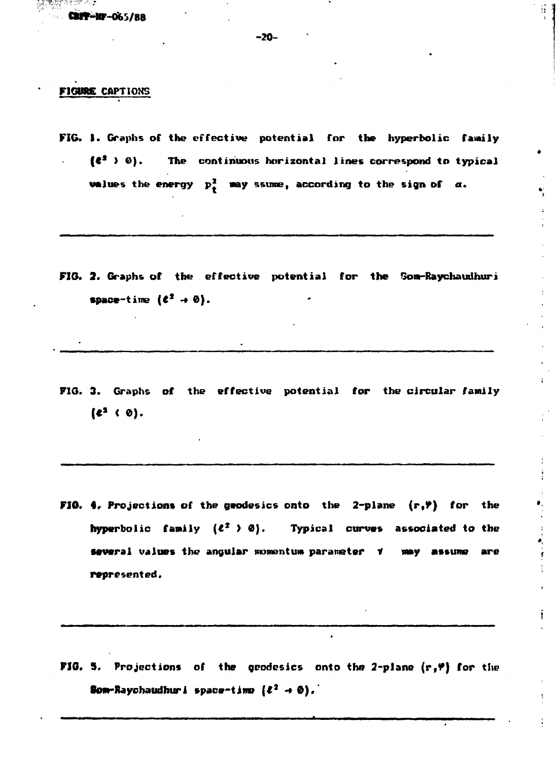## FIGURE CAPTIONS

FIG. 1. Graphs of the effective potential for the hyperbolic family ($\ell^2 > 0$). The continuous horizontal lines correspond to typical values the energy $p_t^2$ may ssume, according to the sign of $\alpha$.

---

FIG. 2. Graphs of the effective potential for the Som-Raychaudhuri space-time ($\ell^2 \to 0$).

---

FIG. 3. Graphs of the effective potential for the circular family ($\ell^2 < 0$).

---

FIG. 4. Projections of the geodesics onto the 2-plane $(r,\varphi)$ for the hyperbolic family ($\ell^2 > 0$). Typical curves associated to the several values the angular momentum parameter $\gamma$ may assume are represented.

---

FIG. 5. Projections of the geodesics onto the 2-plane $(r,\varphi)$ for the Som-Raychaudhuri space-time ($\ell^2 \to 0$).

---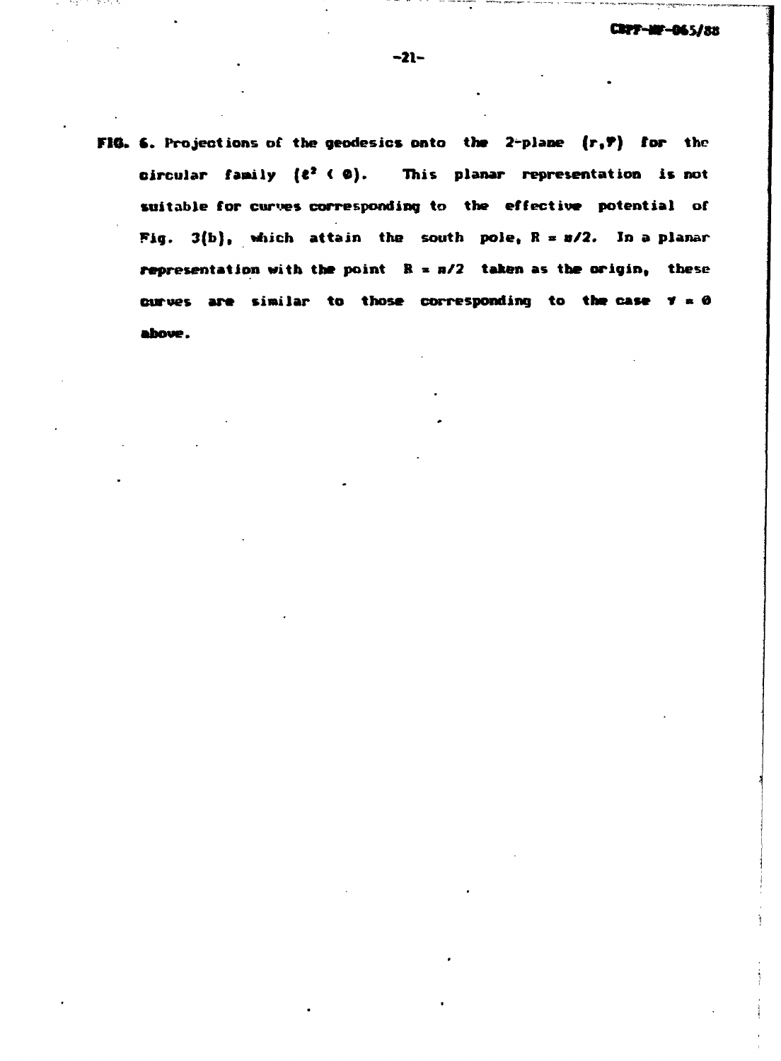**FIG. 6.** Projections of the geodesics onto the 2-plane $(r,\varphi)$ for the circular family $(\ell^2 < 0)$. This planar representation is not suitable for curves corresponding to the effective potential of Fig. 3(b), which attain the south pole, $R = \pi/2$. In a planar representation with the point $R = \pi/2$ taken as the origin, these curves are similar to those corresponding to the case $\gamma = 0$ above.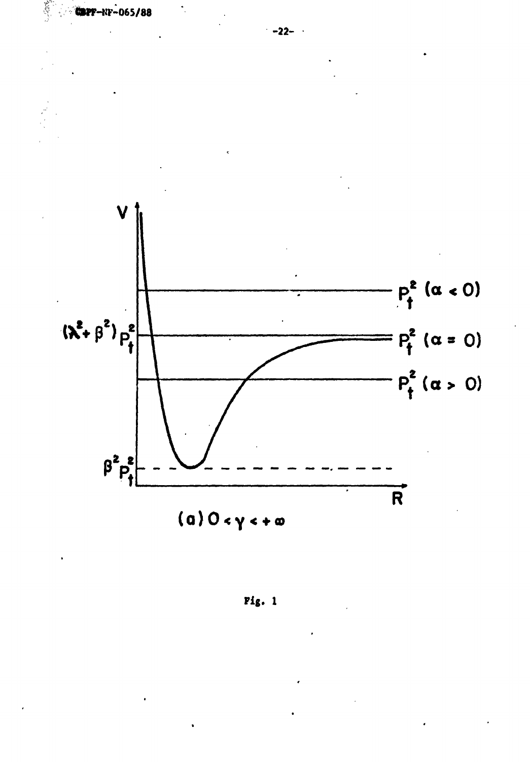(a) $0 < \gamma < +\infty$

Fig. 1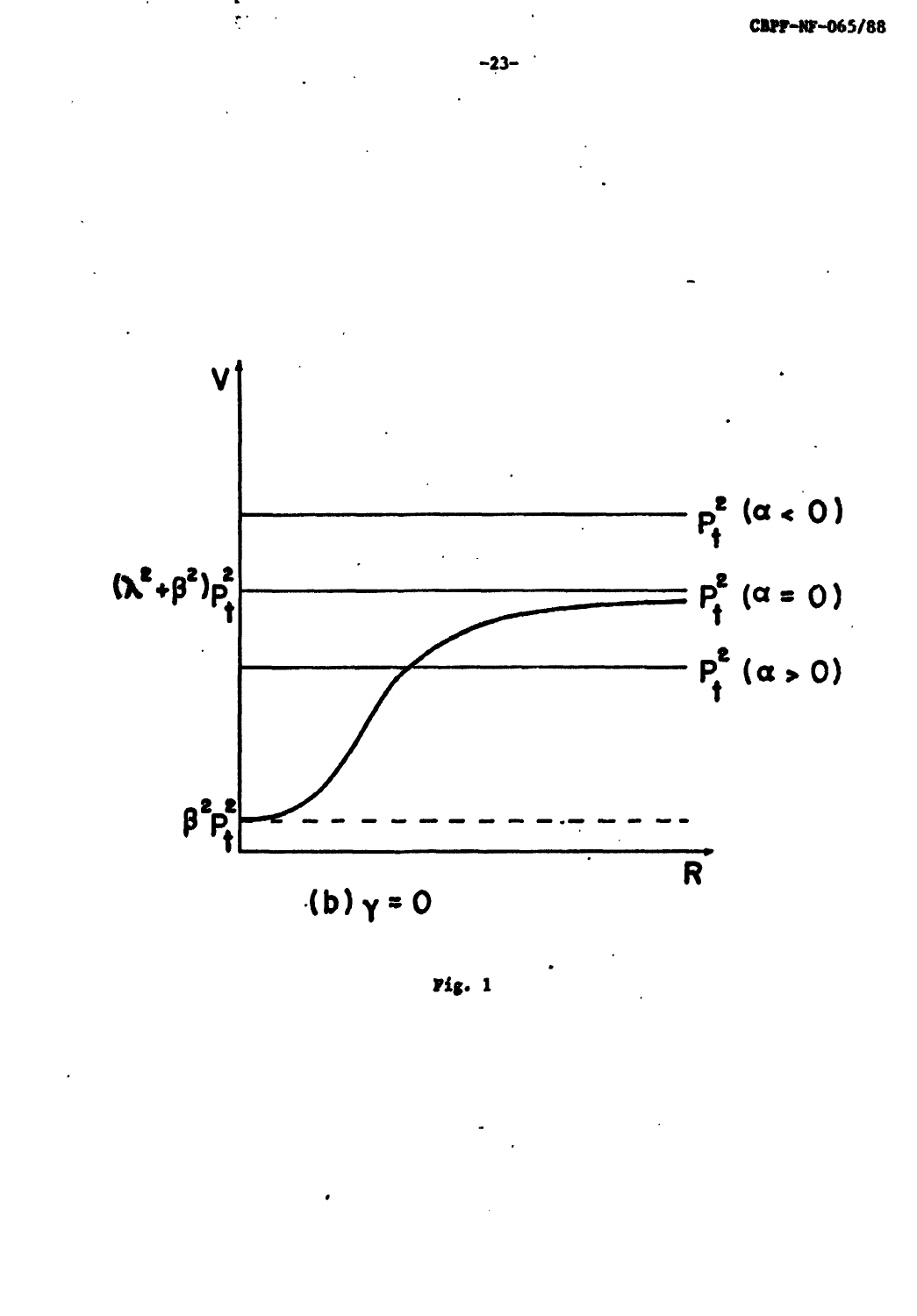$V$

$P_t^2$ $(\alpha < 0)$

$(\lambda^2+\beta^2)P_t^2$ — $P_t^2$ $(\alpha = 0)$

$P_t^2$ $(\alpha > 0)$

$\beta^2 P_t^2$

$R$

(b) $\gamma = 0$

Fig. 1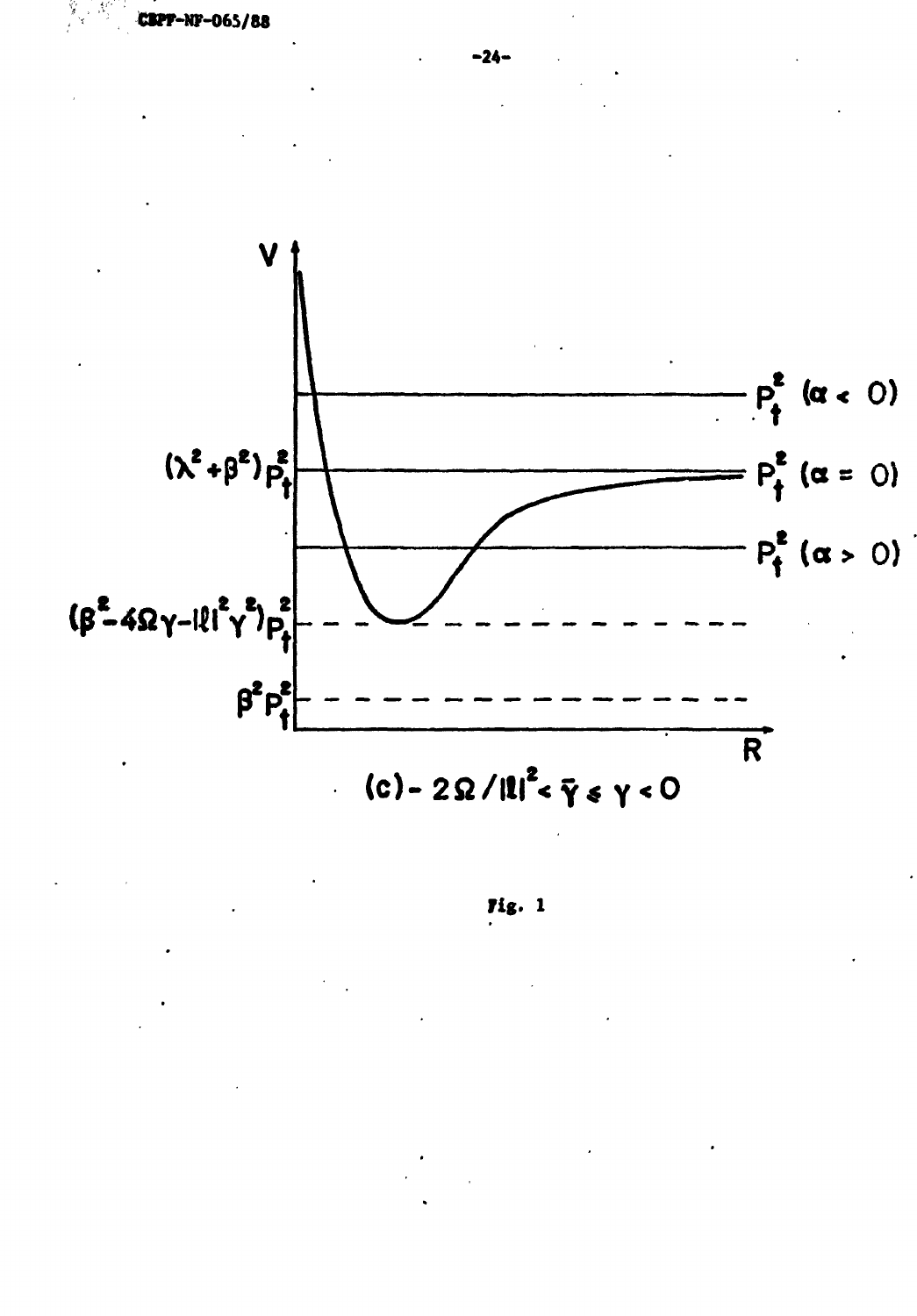$V$

$P_t^2$ $(\alpha < 0)$

$(\lambda^2 + \beta^2)P_t^2$ — $P_t^2$ $(\alpha = 0)$

$P_t^2$ $(\alpha > 0)$

$(\beta^2 - 4\Omega\gamma - |\ell|^2\gamma^2)P_t^2$

$\beta^2 P_t^2$

$R$

(c) $-2\Omega/|\ell|^2 < \bar{\gamma} \leq \gamma < 0$

Fig. 1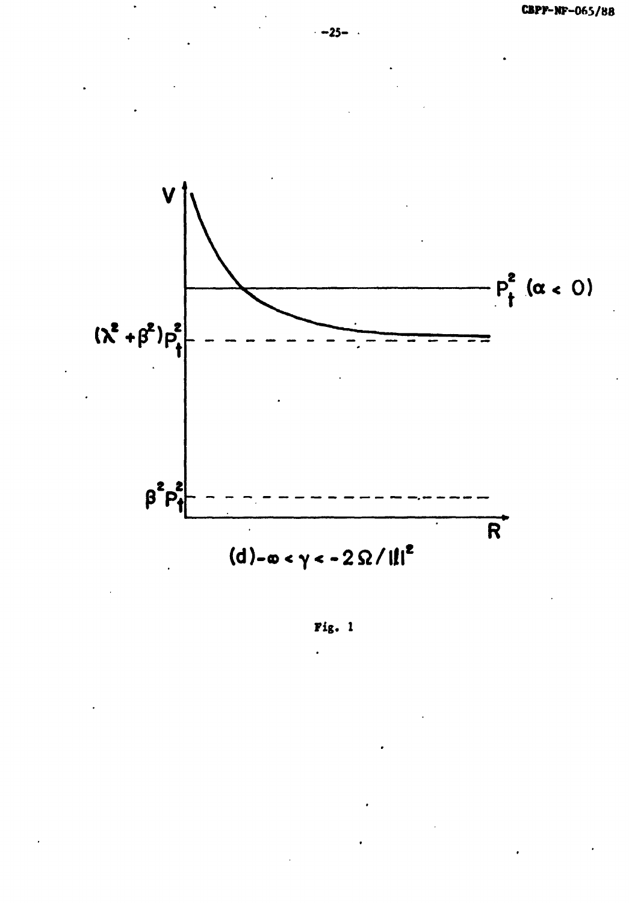(d) $-\infty < \gamma < -2\Omega/\|l\|^2$

Fig. 1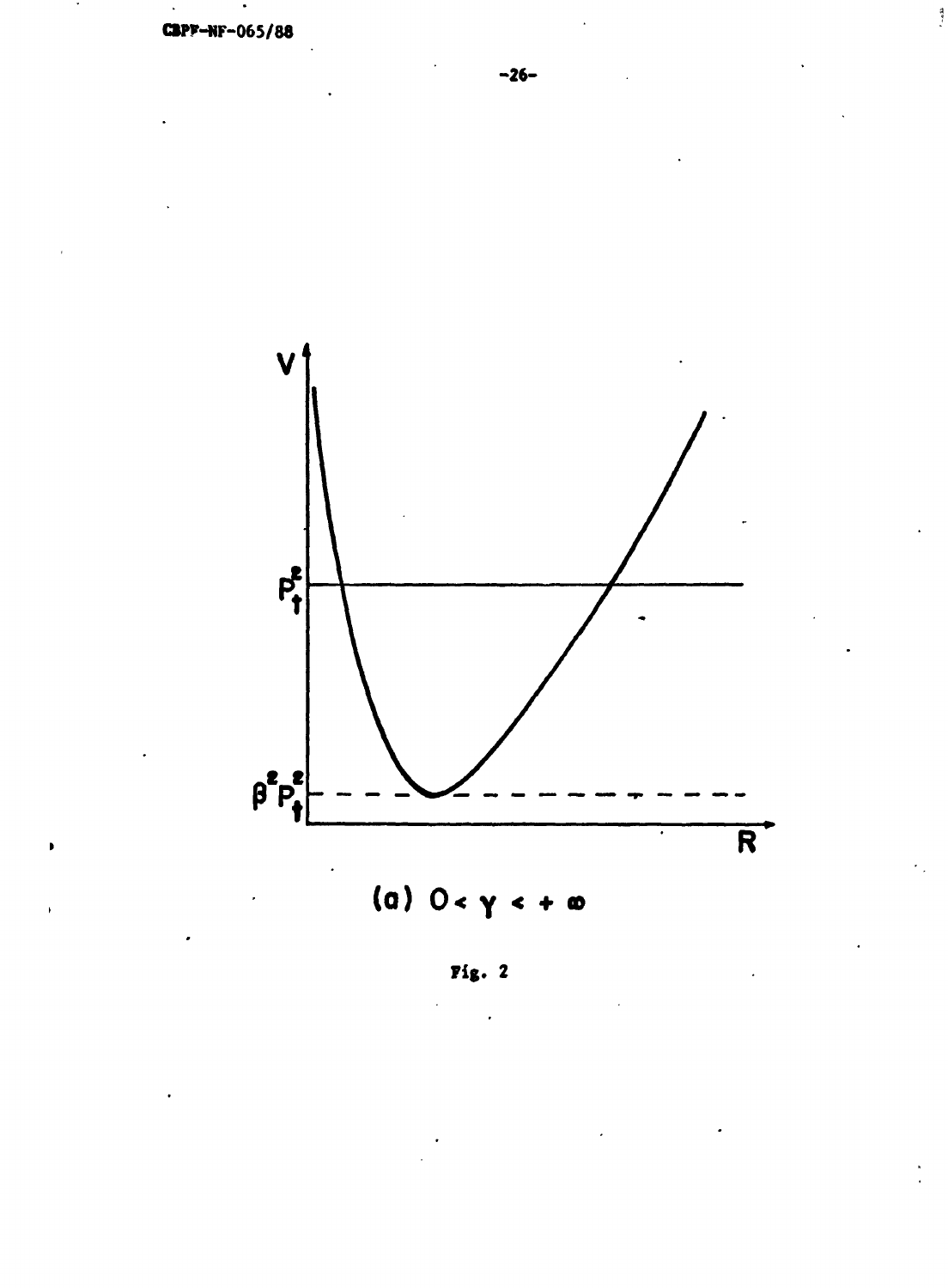$V$

$P_t^2$

$\beta^2 P_t^2$

$R$

(a) $0 < \gamma < +\infty$

Fig. 2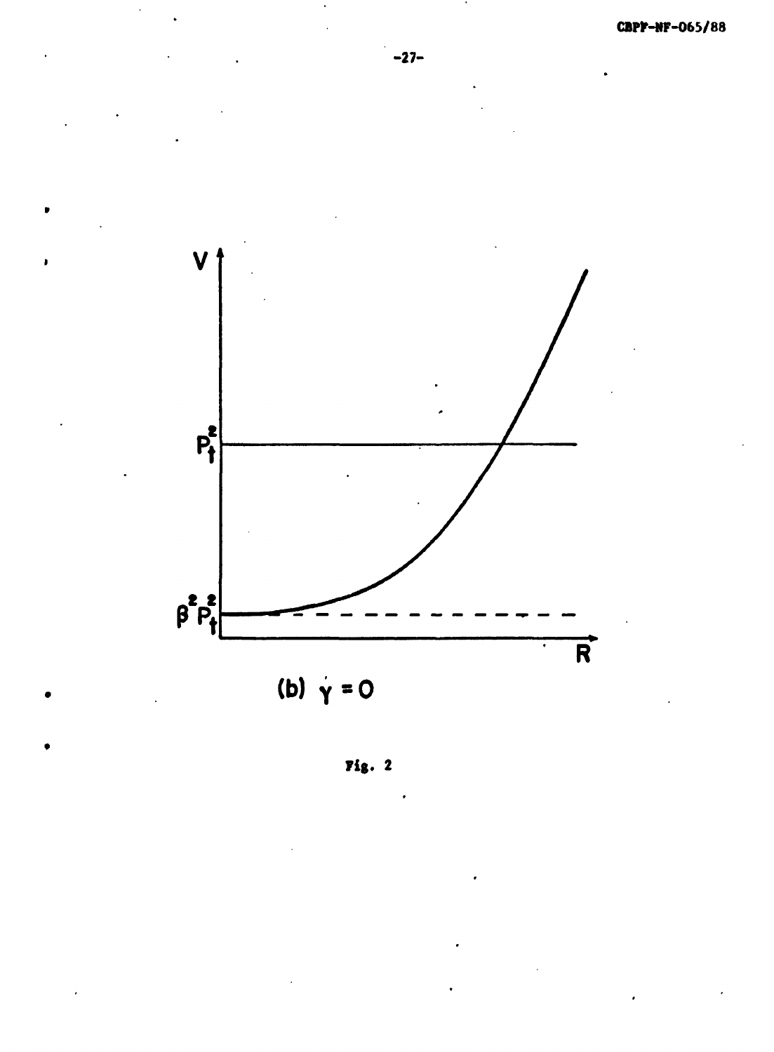(b) $\dot{\gamma} = 0$

Fig. 2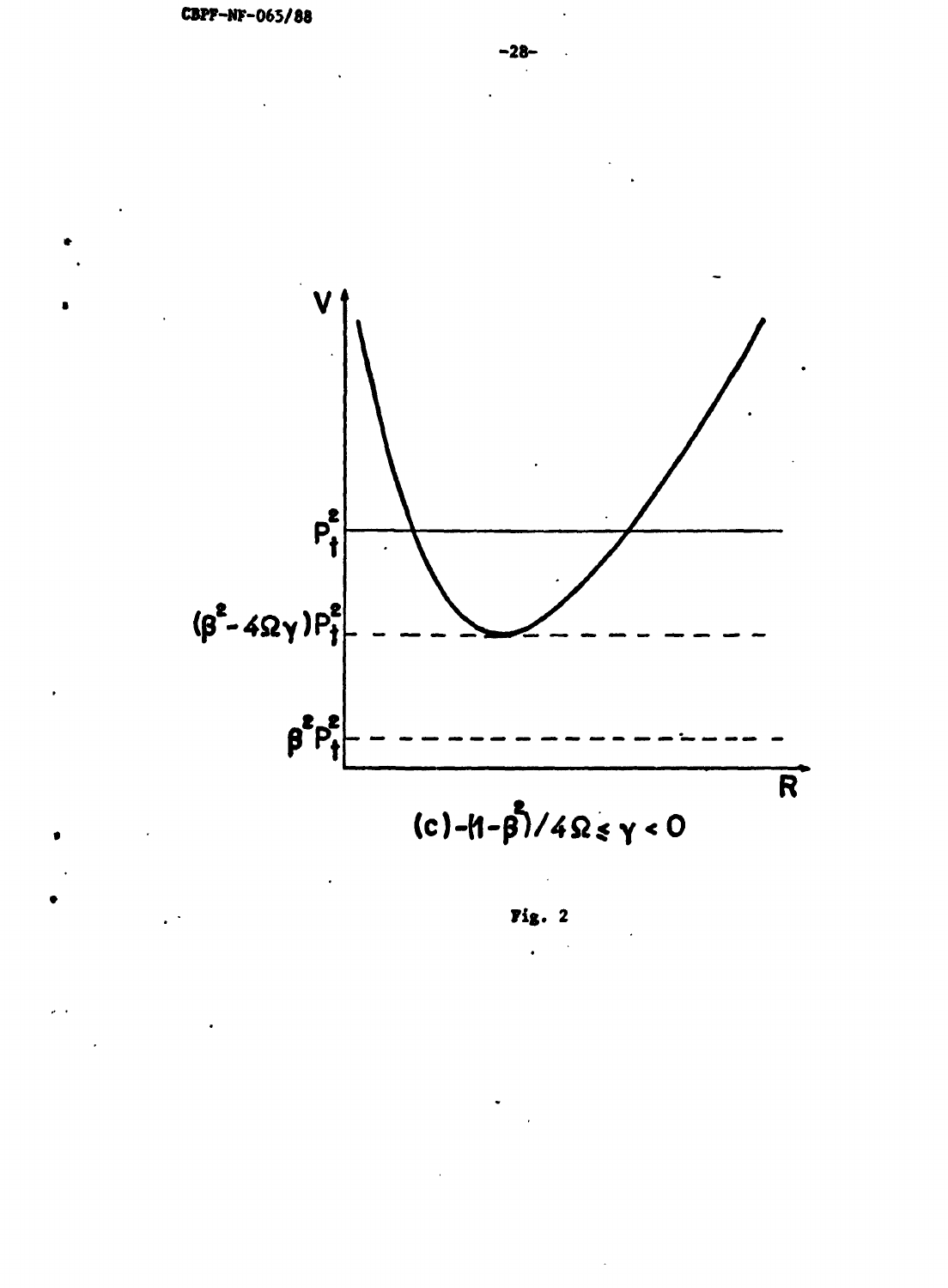(c) $-(1-\beta^2)/4\Omega \leq \gamma < 0$

Fig. 2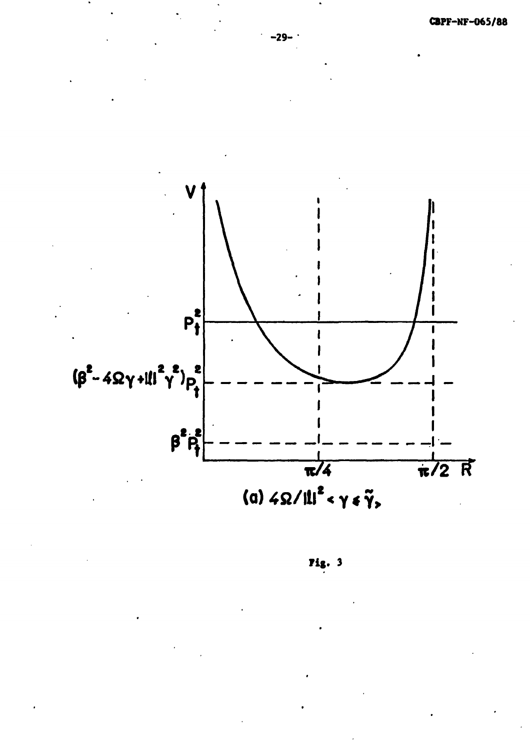(a) $4\Omega/|l|^2 < \gamma \leq \tilde{\gamma}_>$

Fig. 3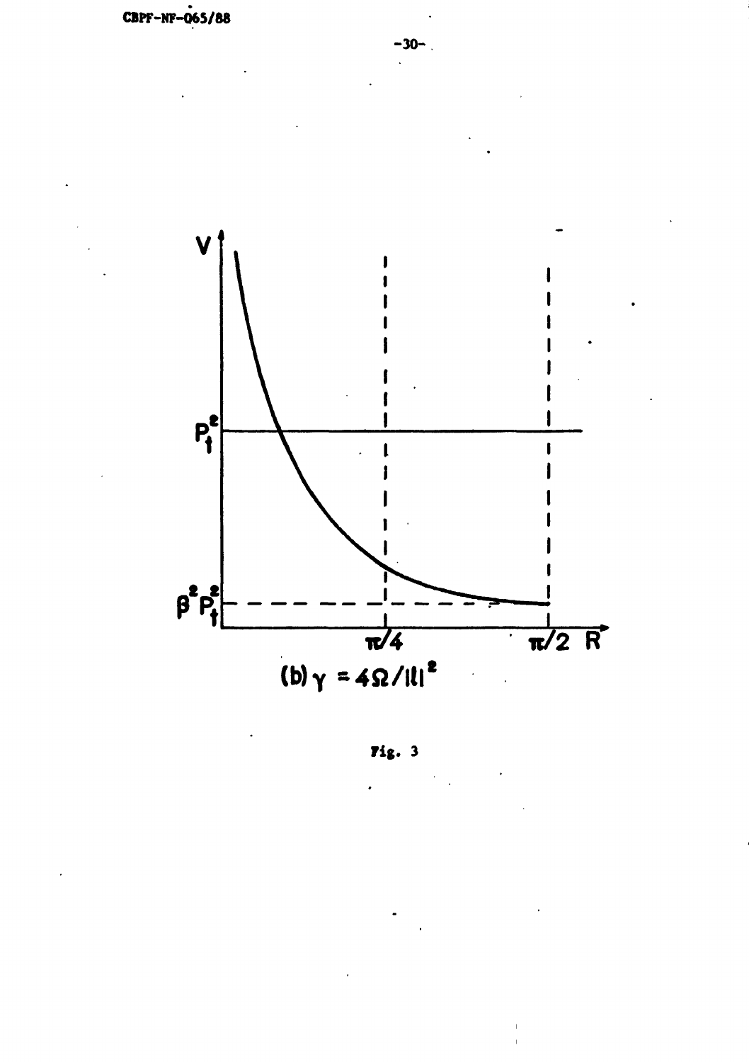$V$

$P_t^2$

$\beta^2 P_t^2$

$\pi/4$ $\pi/2$ $R$

(b) $\gamma = 4\Omega/|l|^2$

Fig. 3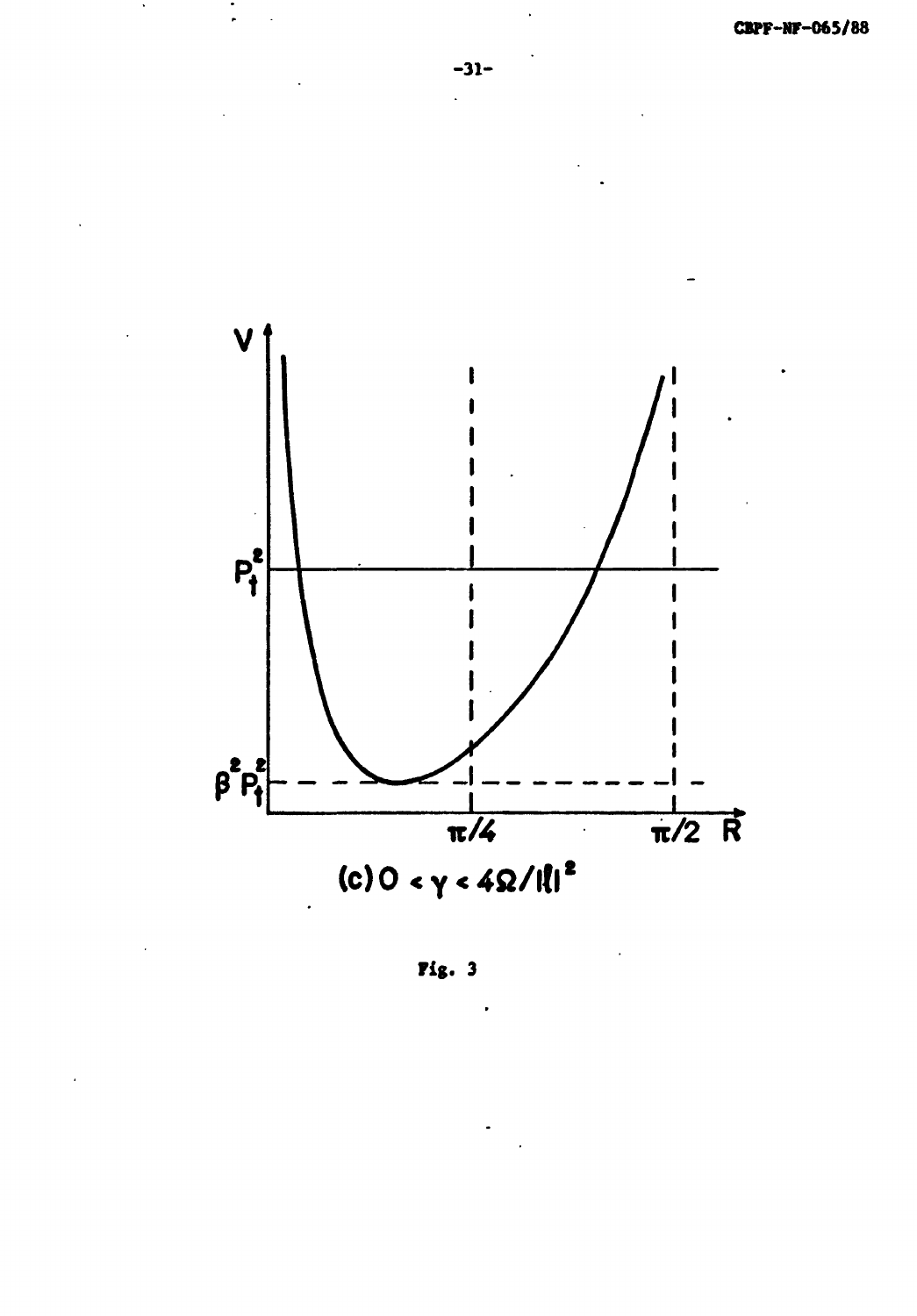(c) $0 < \gamma < 4\Omega/|\xi|^2$

Fig. 3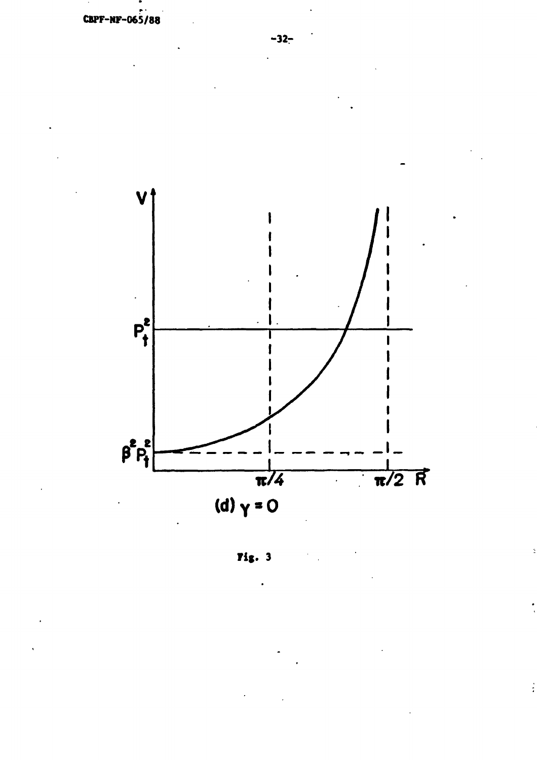(d) $\gamma = 0$

Fig. 3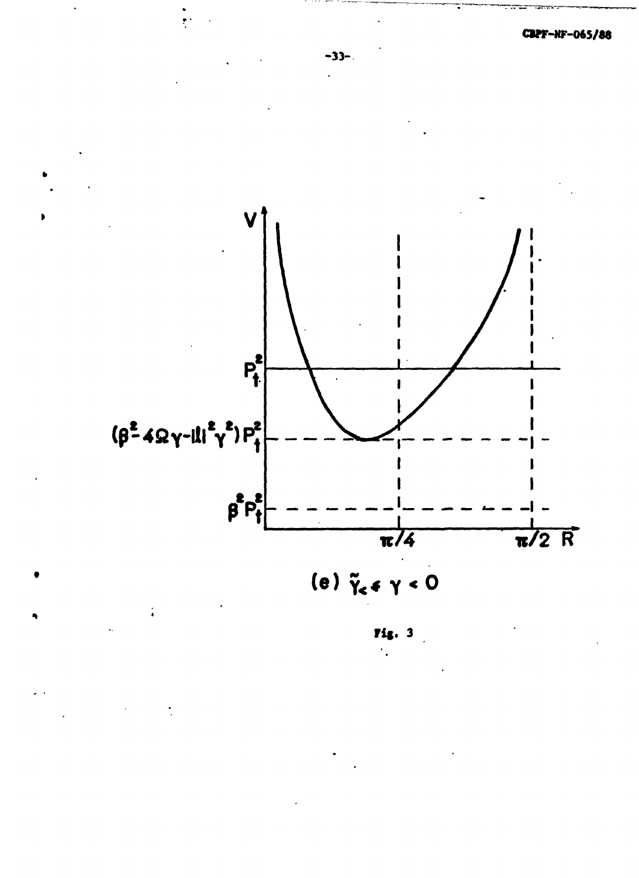(e) $\tilde{\gamma}_{<} \leq \gamma < 0$

Fig. 3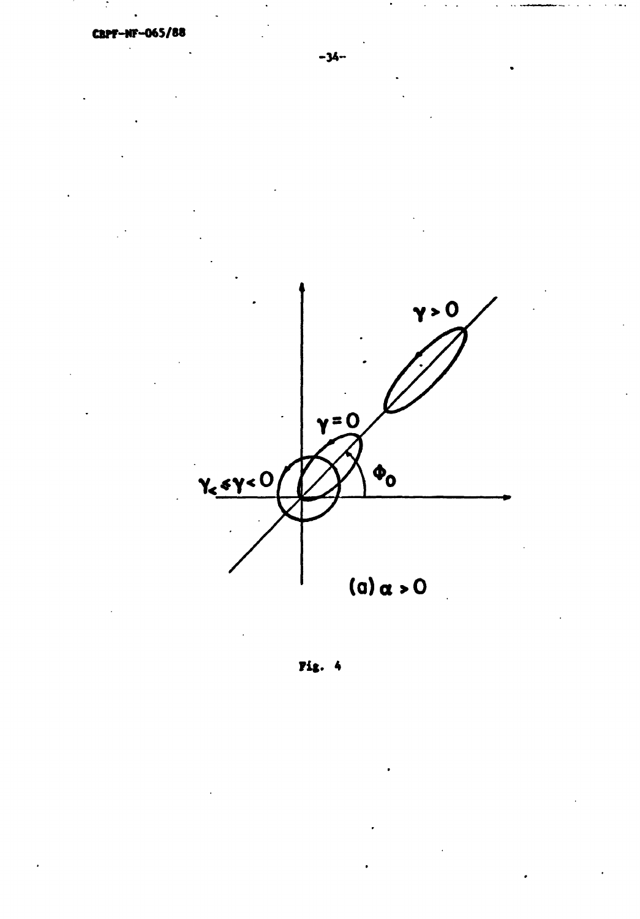$\gamma > 0$

$\gamma = 0$

$\gamma_< \leq \gamma < 0$

$\Phi_0$

(a) $\alpha > 0$

Fig. 4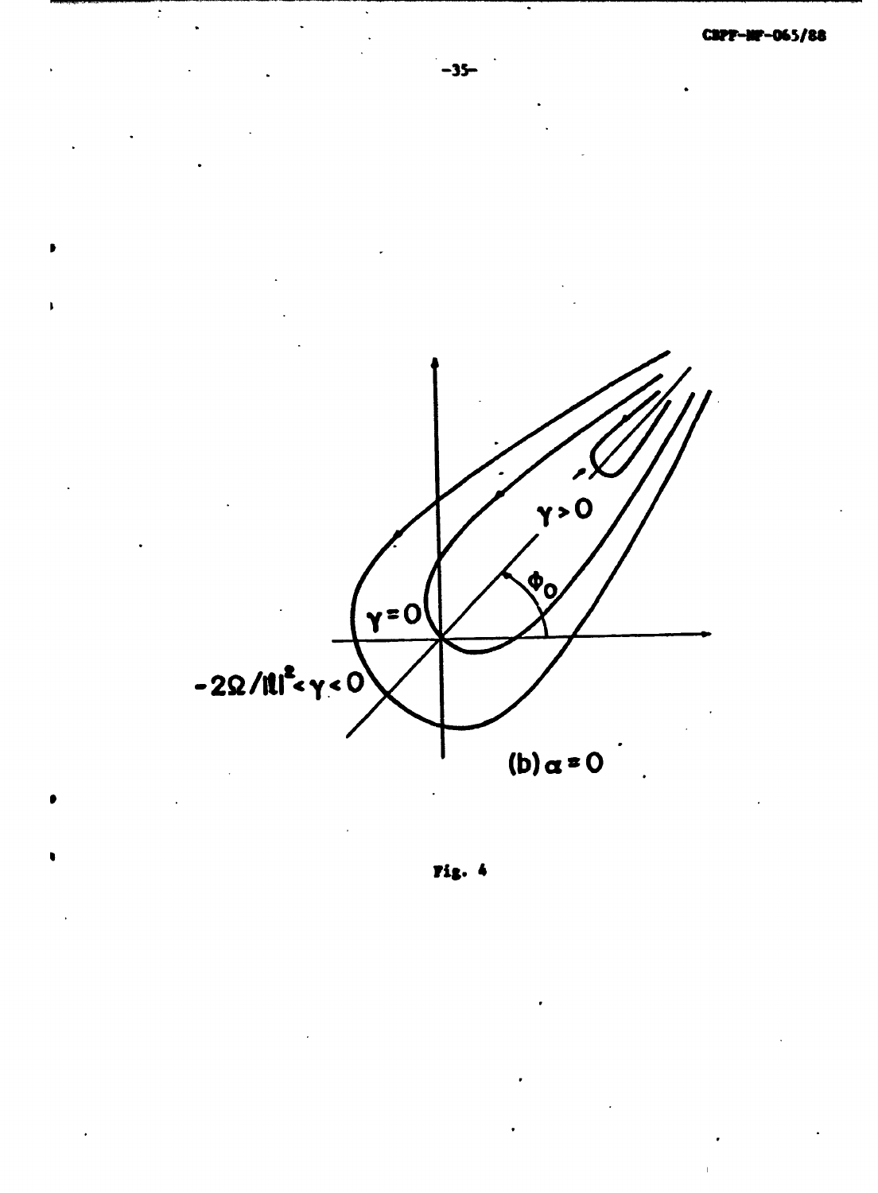$\gamma > 0$

$\Phi_0$

$\gamma = 0$

$-2\Omega/|\ell|^2 < \gamma < 0$

(b) $\alpha = 0$

Fig. 4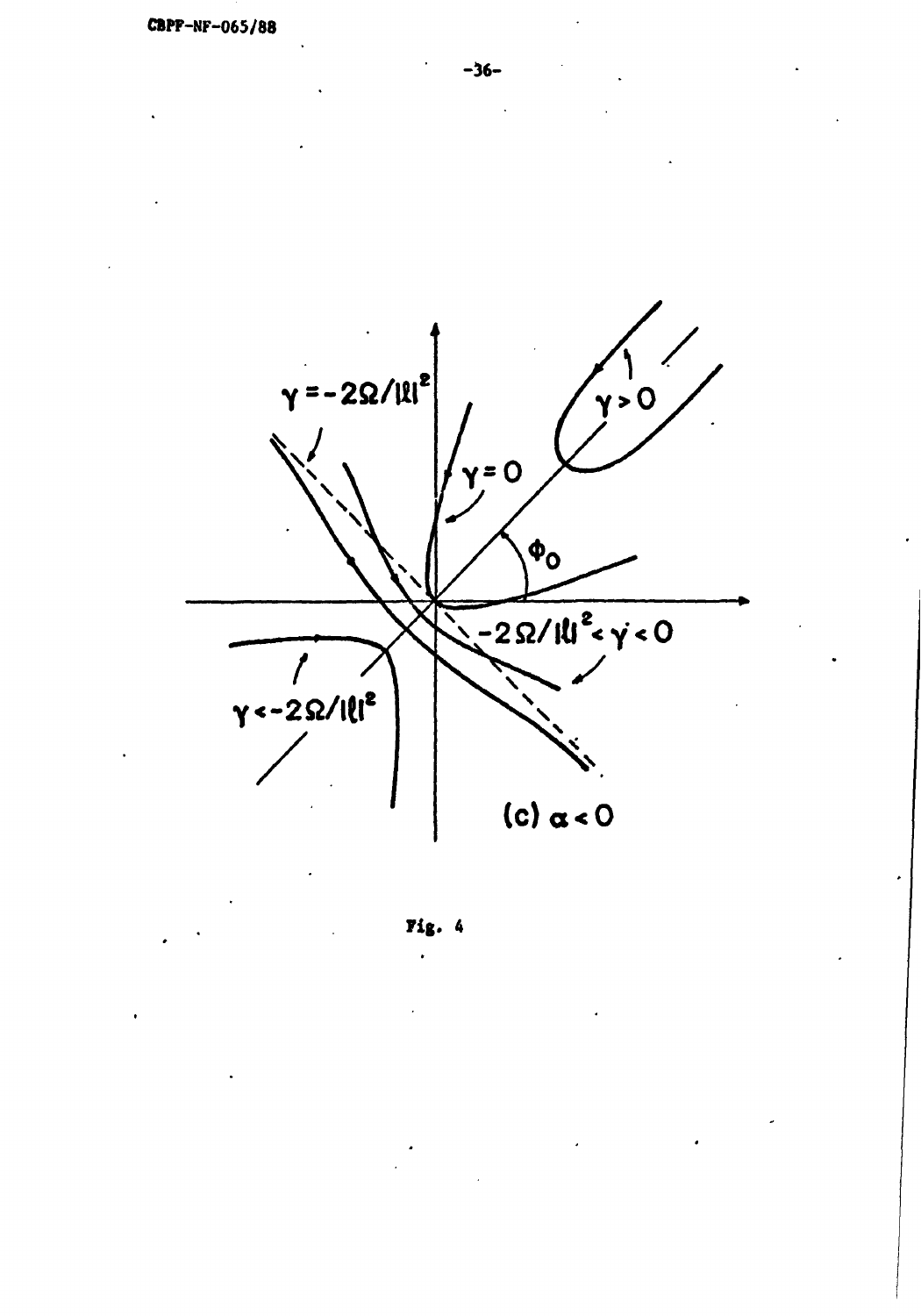$\gamma = -2\Omega/|\ell|^2$

$\gamma > 0$

$\gamma = 0$

$\Phi_0$

$-2\Omega/|\ell|^2 < \gamma < 0$

$\gamma < -2\Omega/|\ell|^2$

(c) $\alpha < 0$

Fig. 4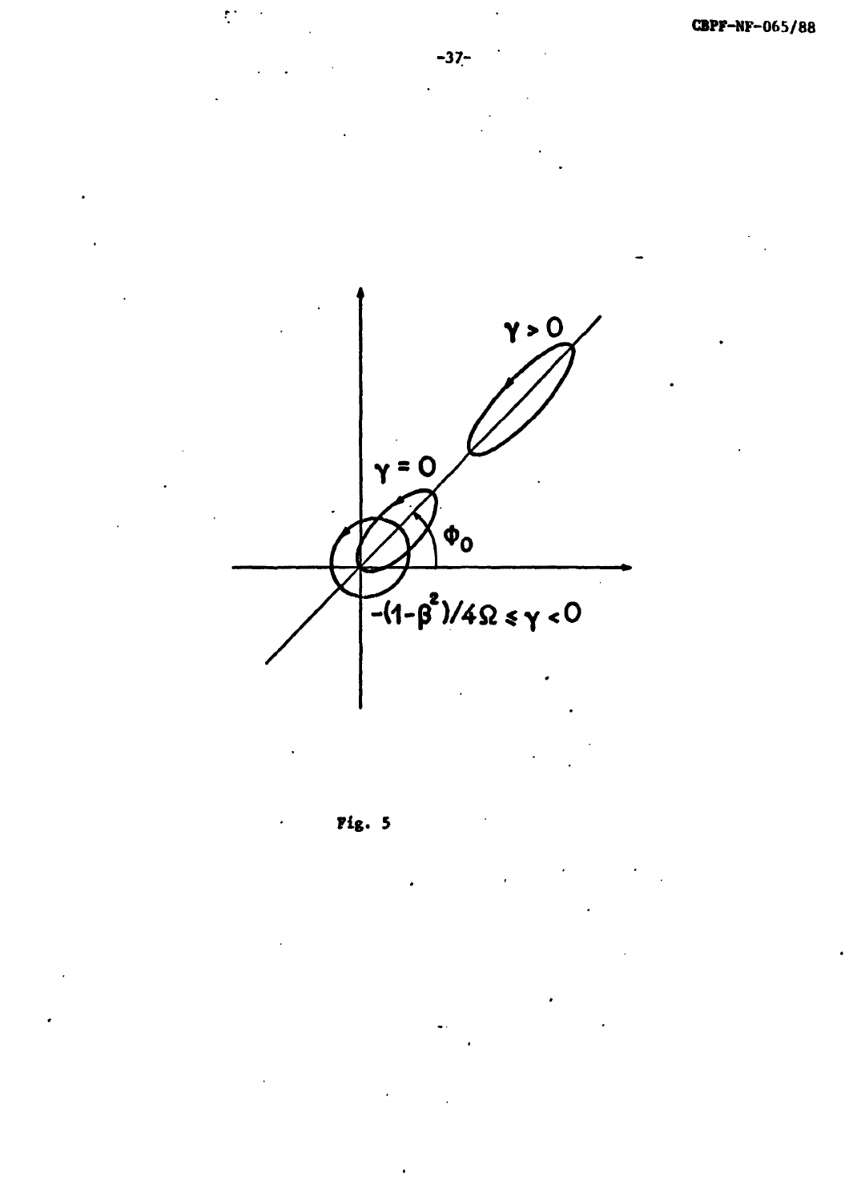Fig. 5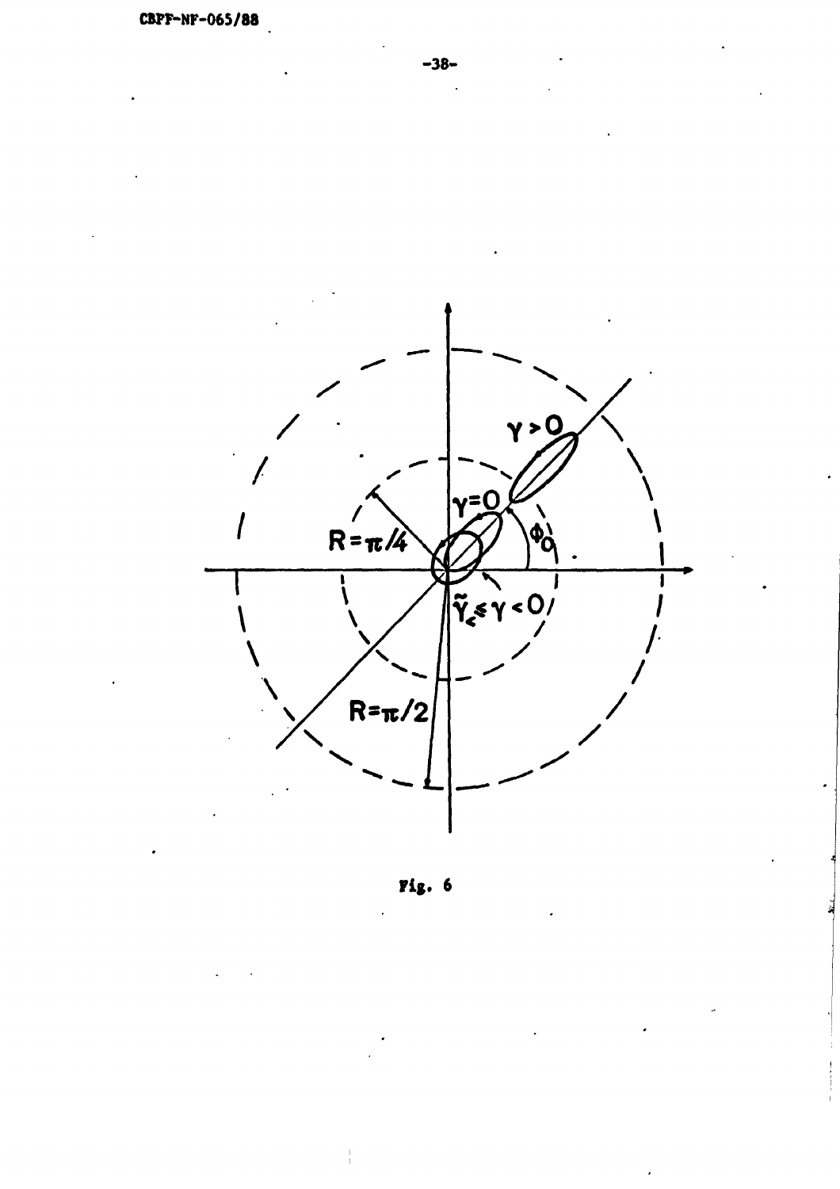Fig. 6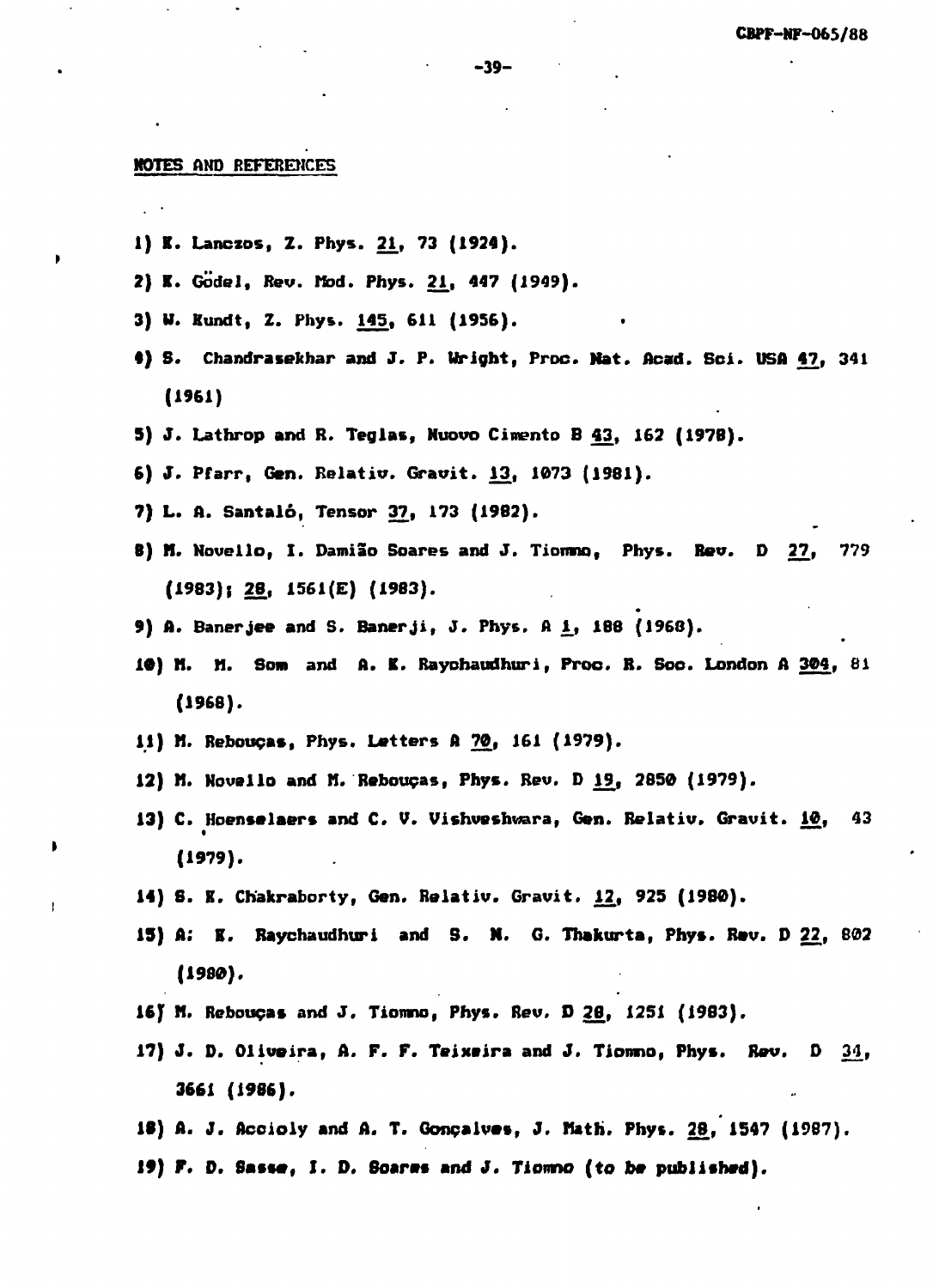## NOTES AND REFERENCES

1) K. Lanczos, Z. Phys. 21, 73 (1924).
2) K. Gödel, Rev. Mod. Phys. 21, 447 (1949).
3) W. Kundt, Z. Phys. 145, 611 (1956).
4) S. Chandrasekhar and J. P. Wright, Proc. Nat. Acad. Sci. USA 47, 341 (1961)
5) J. Lathrop and R. Teglas, Nuovo Cimento B 43, 162 (1978).
6) J. Pfarr, Gen. Relativ. Gravit. 13, 1073 (1981).
7) L. A. Santaló, Tensor 37, 173 (1982).
8) M. Novello, I. Damião Soares and J. Tiomno, Phys. Rev. D 27, 779 (1983); 28, 1561(E) (1983).
9) A. Banerjee and S. Banerji, J. Phys. A 1, 188 (1968).
10) M. M. Som and A. K. Raychaudhuri, Proc. R. Soc. London A 304, 81 (1968).
11) M. Rebouças, Phys. Letters A 70, 161 (1979).
12) M. Novello and M. Rebouças, Phys. Rev. D 19, 2850 (1979).
13) C. Hoenselaers and C. V. Vishveshwara, Gen. Relativ. Gravit. 10, 43 (1979).
14) S. K. Chakraborty, Gen. Relativ. Gravit. 12, 925 (1980).
15) A. K. Raychaudhuri and S. N. G. Thakurta, Phys. Rev. D 22, 802 (1980).
16) M. Rebouças and J. Tiomno, Phys. Rev. D 28, 1251 (1983).
17) J. D. Oliveira, A. F. F. Teixeira and J. Tiomno, Phys. Rev. D 34, 3661 (1986).
18) A. J. Accioly and A. T. Gonçalves, J. Math. Phys. 28, 1547 (1987).
19) F. D. Sasse, I. D. Soares and J. Tiomno (to be published).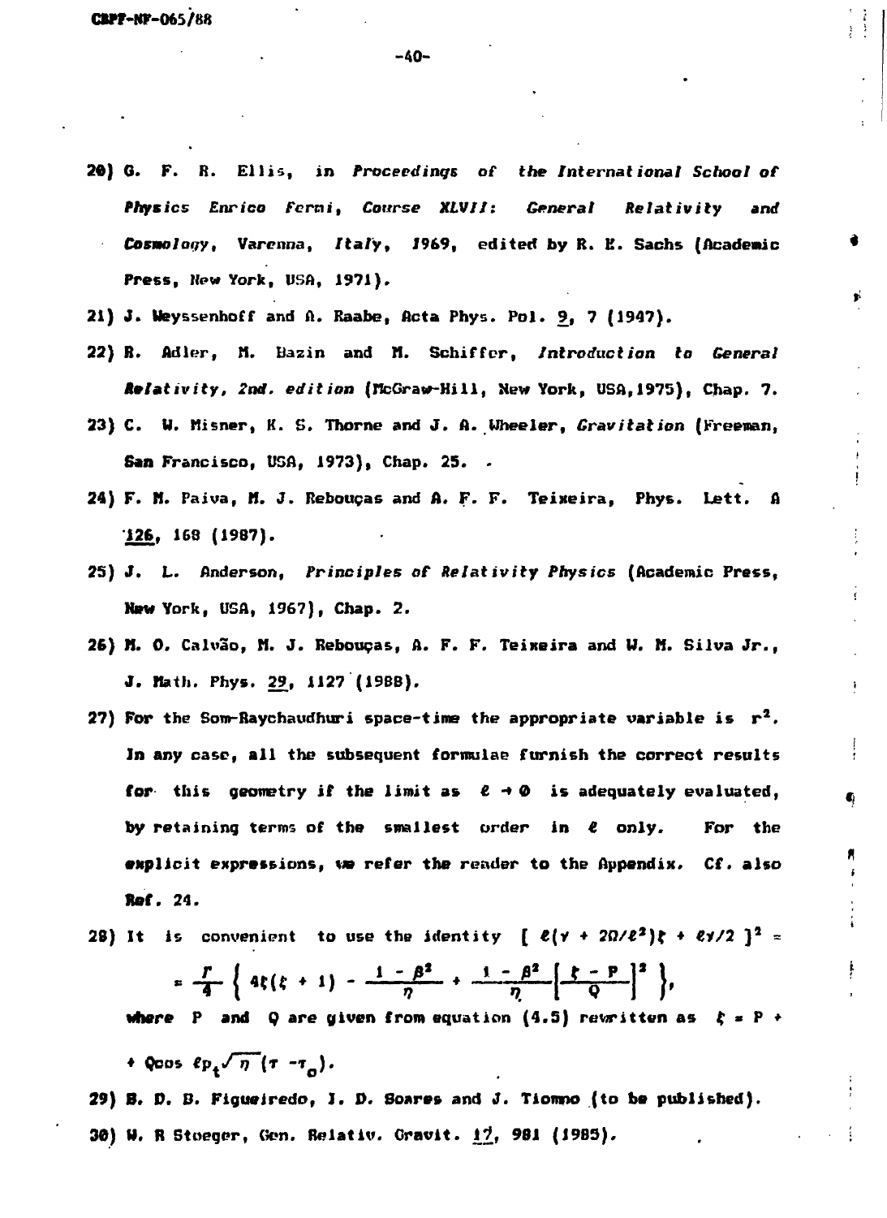20) G. F. R. Ellis, in *Proceedings of the International School of Physics Enrico Fermi, Course XLVII: General Relativity and Cosmology*, Varenna, *Italy*, *1969*, edited by R. K. Sachs (Academic Press, New York, USA, 1971).

21) J. Weyssenhoff and A. Raabe, Acta Phys. Pol. 9, 7 (1947).

22) R. Adler, M. Bazin and M. Schiffer, *Introduction to General Relativity, 2nd. edition* (McGraw-Hill, New York, USA, 1975), Chap. 7.

23) C. W. Misner, K. S. Thorne and J. A. Wheeler, *Gravitation* (Freeman, San Francisco, USA, 1973), Chap. 25.

24) F. M. Paiva, M. J. Rebouças and A. F. F. Teixeira, Phys. Lett. A 126, 168 (1987).

25) J. L. Anderson, *Principles of Relativity Physics* (Academic Press, New York, USA, 1967), Chap. 2.

26) M. O. Calvão, M. J. Rebouças, A. F. F. Teixeira and W. M. Silva Jr., J. Math. Phys. 29, 1127 (1988).

27) For the Som-Raychaudhuri space-time the appropriate variable is $r^2$. In any case, all the subsequent formulae furnish the correct results for this geometry if the limit as $\ell \to 0$ is adequately evaluated, by retaining terms of the smallest order in $\ell$ only. For the explicit expressions, we refer the reader to the Appendix. Cf. also Ref. 24.

28) It is convenient to use the identity $[\ \ell(\gamma + 2\Omega/\ell^2)\xi + \ell\gamma/2\ ]^2 =$

$$= \frac{\Gamma}{4}\left\{ 4\xi(\xi + 1) - \frac{1-\beta^2}{\eta} + \frac{1-\beta^2}{\eta}\left[\frac{\xi - P}{Q}\right]^2 \right\},$$

where P and Q are given from equation (4.5) rewritten as $\xi = P +$ $+ Q\cos \ell p_t \sqrt{\eta}\,(\tau - \tau_0)$.

29) B. D. B. Figueiredo, I. D. Soares and J. Tiomno (to be published).

30) W. R Stoeger, Gen. Relativ. Gravit. 17, 981 (1985).